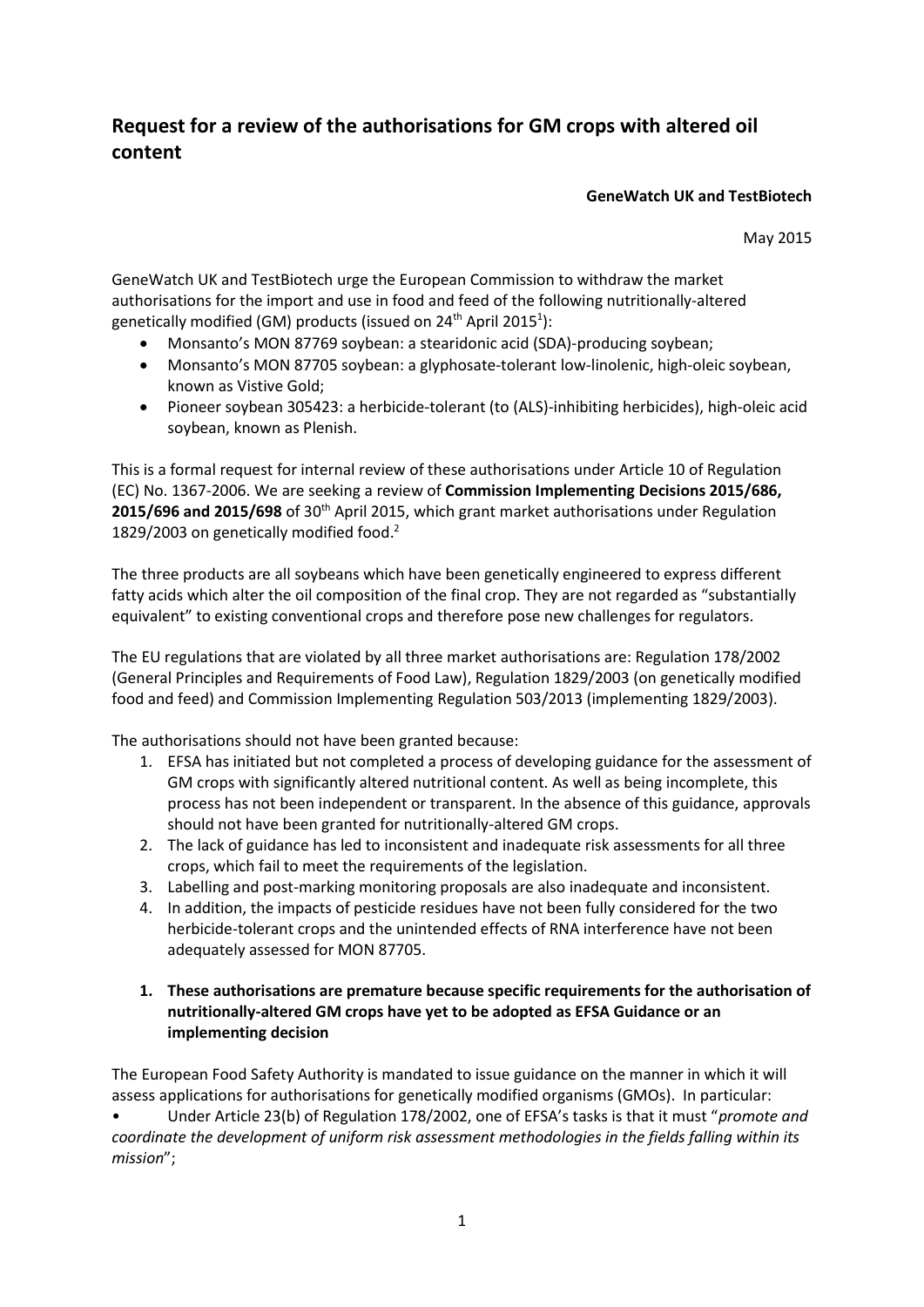# Request for a review of the authorisations for GM crops with altered oil content

**GeneWatch UK and TestBiotech**

May 2015

GeneWatch UK and TestBiotech urge the European Commission to withdraw the market authorisations for the import and use in food and feed of the following nutritionally-altered genetically modified (GM) products (issued on 24th April 2015[1]):

- Monsanto's MON 87769 soybean: a stearidonic acid (SDA)-producing soybean;
- Monsanto's MON 87705 soybean: a glyphosate-tolerant low-linolenic, high-oleic soybean, known as Vistive Gold;
- Pioneer soybean 305423: a herbicide-tolerant (to (ALS)-inhibiting herbicides), high-oleic acid soybean, known as Plenish.

This is a formal request for internal review of these authorisations under Article 10 of Regulation (EC) No. 1367-2006. We are seeking a review of **Commission Implementing Decisions 2015/686, 2015/696 and 2015/698** of 30th April 2015, which grant market authorisations under Regulation 1829/2003 on genetically modified food.[2]

The three products are all soybeans which have been genetically engineered to express different fatty acids which alter the oil composition of the final crop. They are not regarded as "substantially equivalent" to existing conventional crops and therefore pose new challenges for regulators.

The EU regulations that are violated by all three market authorisations are: Regulation 178/2002 (General Principles and Requirements of Food Law), Regulation 1829/2003 (on genetically modified food and feed) and Commission Implementing Regulation 503/2013 (implementing 1829/2003).

The authorisations should not have been granted because:

1. EFSA has initiated but not completed a process of developing guidance for the assessment of GM crops with significantly altered nutritional content. As well as being incomplete, this process has not been independent or transparent. In the absence of this guidance, approvals should not have been granted for nutritionally-altered GM crops.
2. The lack of guidance has led to inconsistent and inadequate risk assessments for all three crops, which fail to meet the requirements of the legislation.
3. Labelling and post-marking monitoring proposals are also inadequate and inconsistent.
4. In addition, the impacts of pesticide residues have not been fully considered for the two herbicide-tolerant crops and the unintended effects of RNA interference have not been adequately assessed for MON 87705.

## 1. These authorisations are premature because specific requirements for the authorisation of nutritionally-altered GM crops have yet to be adopted as EFSA Guidance or an implementing decision

The European Food Safety Authority is mandated to issue guidance on the manner in which it will assess applications for authorisations for genetically modified organisms (GMOs). In particular:

- Under Article 23(b) of Regulation 178/2002, one of EFSA's tasks is that it must "*promote and coordinate the development of uniform risk assessment methodologies in the fields falling within its mission*";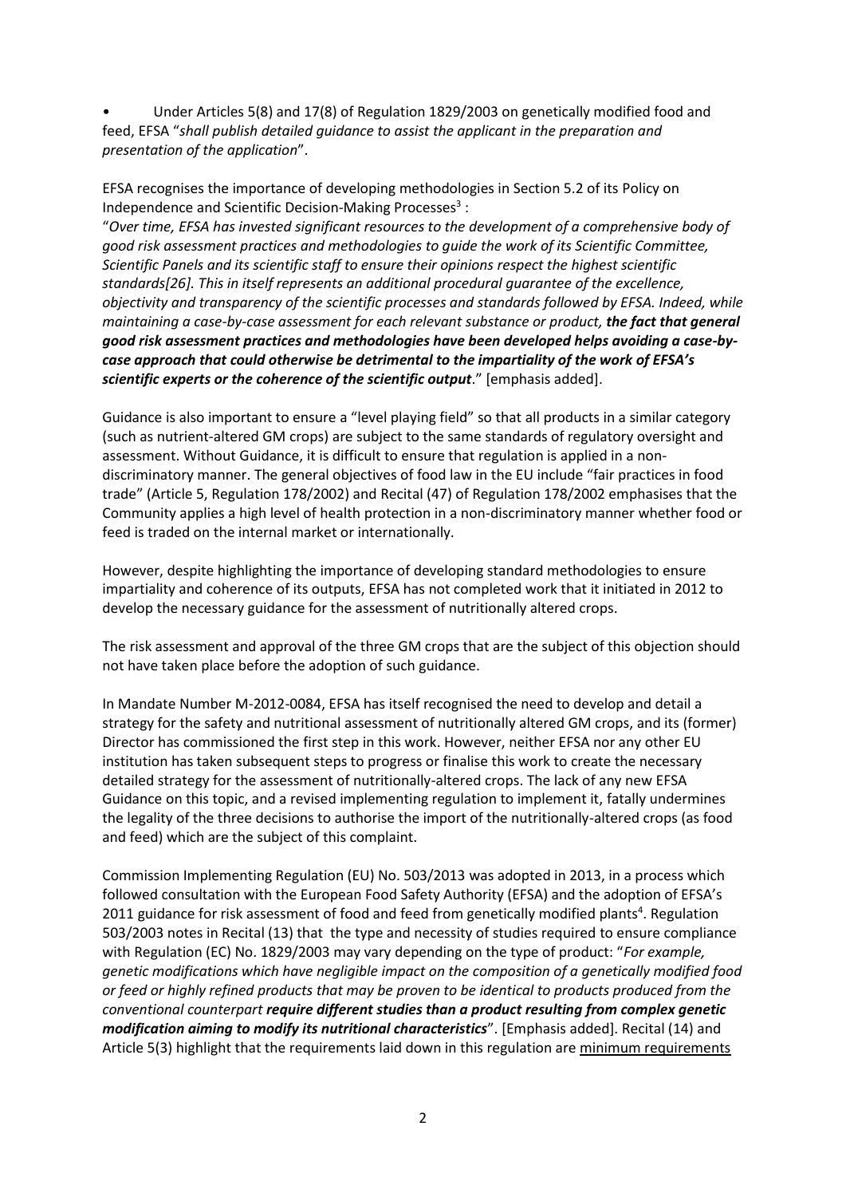- Under Articles 5(8) and 17(8) of Regulation 1829/2003 on genetically modified food and feed, EFSA "*shall publish detailed guidance to assist the applicant in the preparation and presentation of the application*".

EFSA recognises the importance of developing methodologies in Section 5.2 of its Policy on Independence and Scientific Decision-Making Processes[3] :

"*Over time, EFSA has invested significant resources to the development of a comprehensive body of good risk assessment practices and methodologies to guide the work of its Scientific Committee, Scientific Panels and its scientific staff to ensure their opinions respect the highest scientific standards[26]. This in itself represents an additional procedural guarantee of the excellence, objectivity and transparency of the scientific processes and standards followed by EFSA. Indeed, while maintaining a case-by-case assessment for each relevant substance or product,* ***the fact that general good risk assessment practices and methodologies have been developed helps avoiding a case-by-case approach that could otherwise be detrimental to the impartiality of the work of EFSA's scientific experts or the coherence of the scientific output***." [emphasis added].

Guidance is also important to ensure a "level playing field" so that all products in a similar category (such as nutrient-altered GM crops) are subject to the same standards of regulatory oversight and assessment. Without Guidance, it is difficult to ensure that regulation is applied in a non-discriminatory manner. The general objectives of food law in the EU include "fair practices in food trade" (Article 5, Regulation 178/2002) and Recital (47) of Regulation 178/2002 emphasises that the Community applies a high level of health protection in a non-discriminatory manner whether food or feed is traded on the internal market or internationally.

However, despite highlighting the importance of developing standard methodologies to ensure impartiality and coherence of its outputs, EFSA has not completed work that it initiated in 2012 to develop the necessary guidance for the assessment of nutritionally altered crops.

The risk assessment and approval of the three GM crops that are the subject of this objection should not have taken place before the adoption of such guidance.

In Mandate Number M-2012-0084, EFSA has itself recognised the need to develop and detail a strategy for the safety and nutritional assessment of nutritionally altered GM crops, and its (former) Director has commissioned the first step in this work. However, neither EFSA nor any other EU institution has taken subsequent steps to progress or finalise this work to create the necessary detailed strategy for the assessment of nutritionally-altered crops. The lack of any new EFSA Guidance on this topic, and a revised implementing regulation to implement it, fatally undermines the legality of the three decisions to authorise the import of the nutritionally-altered crops (as food and feed) which are the subject of this complaint.

Commission Implementing Regulation (EU) No. 503/2013 was adopted in 2013, in a process which followed consultation with the European Food Safety Authority (EFSA) and the adoption of EFSA's 2011 guidance for risk assessment of food and feed from genetically modified plants[4]. Regulation 503/2003 notes in Recital (13) that the type and necessity of studies required to ensure compliance with Regulation (EC) No. 1829/2003 may vary depending on the type of product: "*For example, genetic modifications which have negligible impact on the composition of a genetically modified food or feed or highly refined products that may be proven to be identical to products produced from the conventional counterpart* ***require different studies than a product resulting from complex genetic modification aiming to modify its nutritional characteristics***". [Emphasis added]. Recital (14) and Article 5(3) highlight that the requirements laid down in this regulation are <u>minimum requirements</u>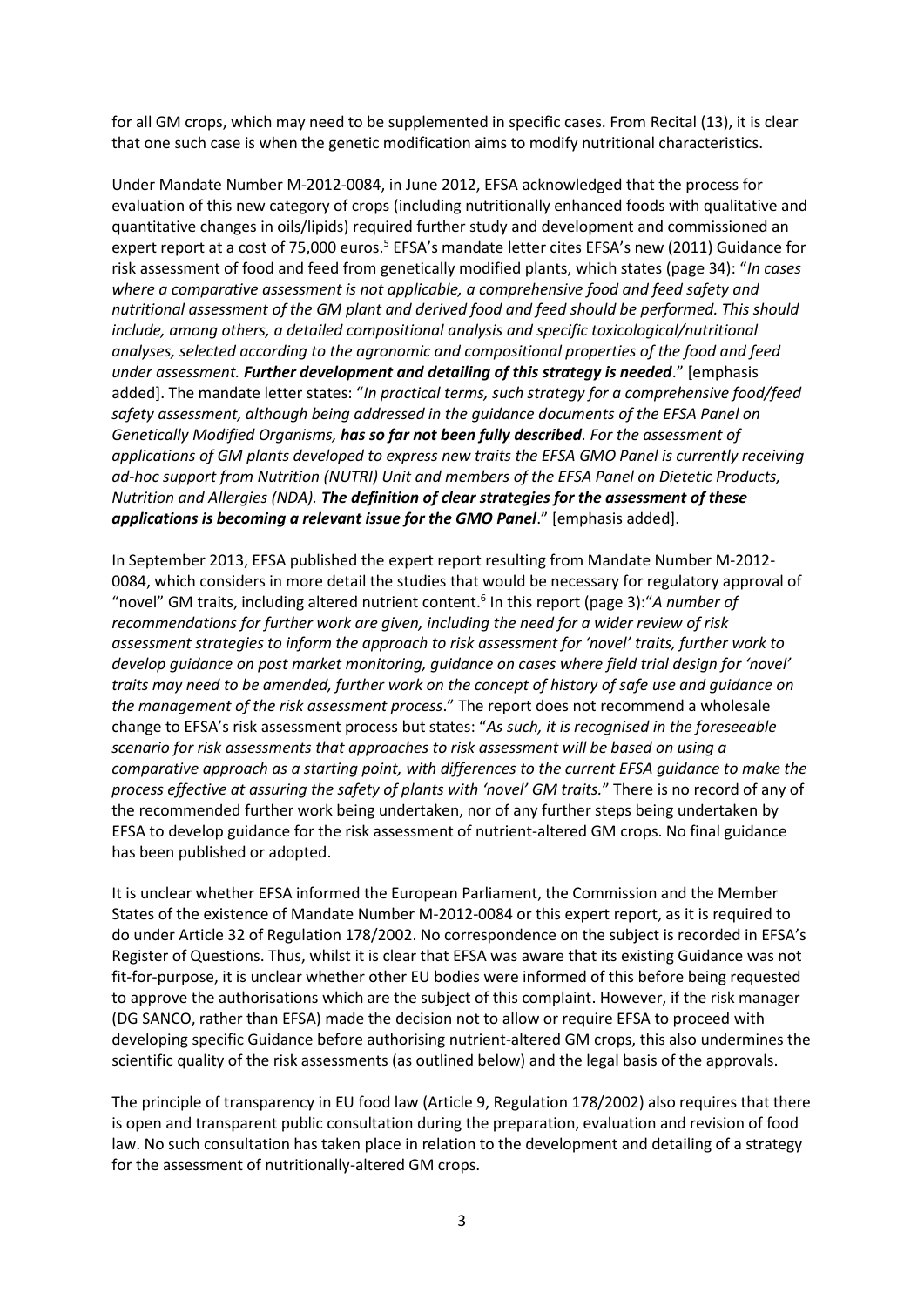for all GM crops, which may need to be supplemented in specific cases. From Recital (13), it is clear that one such case is when the genetic modification aims to modify nutritional characteristics.

Under Mandate Number M-2012-0084, in June 2012, EFSA acknowledged that the process for evaluation of this new category of crops (including nutritionally enhanced foods with qualitative and quantitative changes in oils/lipids) required further study and development and commissioned an expert report at a cost of 75,000 euros.[5] EFSA's mandate letter cites EFSA's new (2011) Guidance for risk assessment of food and feed from genetically modified plants, which states (page 34): "*In cases where a comparative assessment is not applicable, a comprehensive food and feed safety and nutritional assessment of the GM plant and derived food and feed should be performed. This should include, among others, a detailed compositional analysis and specific toxicological/nutritional analyses, selected according to the agronomic and compositional properties of the food and feed under assessment. **Further development and detailing of this strategy is needed**.*" [emphasis added]. The mandate letter states: "*In practical terms, such strategy for a comprehensive food/feed safety assessment, although being addressed in the guidance documents of the EFSA Panel on Genetically Modified Organisms, **has so far not been fully described**. For the assessment of applications of GM plants developed to express new traits the EFSA GMO Panel is currently receiving ad-hoc support from Nutrition (NUTRI) Unit and members of the EFSA Panel on Dietetic Products, Nutrition and Allergies (NDA). **The definition of clear strategies for the assessment of these applications is becoming a relevant issue for the GMO Panel**.*" [emphasis added].

In September 2013, EFSA published the expert report resulting from Mandate Number M-2012-0084, which considers in more detail the studies that would be necessary for regulatory approval of "novel" GM traits, including altered nutrient content.[6] In this report (page 3):"*A number of recommendations for further work are given, including the need for a wider review of risk assessment strategies to inform the approach to risk assessment for 'novel' traits, further work to develop guidance on post market monitoring, guidance on cases where field trial design for 'novel' traits may need to be amended, further work on the concept of history of safe use and guidance on the management of the risk assessment process*." The report does not recommend a wholesale change to EFSA's risk assessment process but states: "*As such, it is recognised in the foreseeable scenario for risk assessments that approaches to risk assessment will be based on using a comparative approach as a starting point, with differences to the current EFSA guidance to make the process effective at assuring the safety of plants with 'novel' GM traits.*" There is no record of any of the recommended further work being undertaken, nor of any further steps being undertaken by EFSA to develop guidance for the risk assessment of nutrient-altered GM crops. No final guidance has been published or adopted.

It is unclear whether EFSA informed the European Parliament, the Commission and the Member States of the existence of Mandate Number M-2012-0084 or this expert report, as it is required to do under Article 32 of Regulation 178/2002. No correspondence on the subject is recorded in EFSA's Register of Questions. Thus, whilst it is clear that EFSA was aware that its existing Guidance was not fit-for-purpose, it is unclear whether other EU bodies were informed of this before being requested to approve the authorisations which are the subject of this complaint. However, if the risk manager (DG SANCO, rather than EFSA) made the decision not to allow or require EFSA to proceed with developing specific Guidance before authorising nutrient-altered GM crops, this also undermines the scientific quality of the risk assessments (as outlined below) and the legal basis of the approvals.

The principle of transparency in EU food law (Article 9, Regulation 178/2002) also requires that there is open and transparent public consultation during the preparation, evaluation and revision of food law. No such consultation has taken place in relation to the development and detailing of a strategy for the assessment of nutritionally-altered GM crops.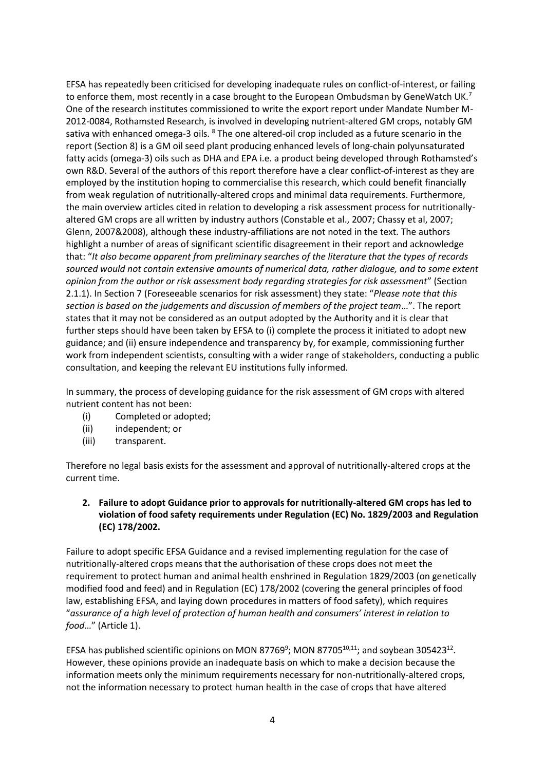EFSA has repeatedly been criticised for developing inadequate rules on conflict-of-interest, or failing to enforce them, most recently in a case brought to the European Ombudsman by GeneWatch UK.[7] One of the research institutes commissioned to write the export report under Mandate Number M-2012-0084, Rothamsted Research, is involved in developing nutrient-altered GM crops, notably GM sativa with enhanced omega-3 oils. [8] The one altered-oil crop included as a future scenario in the report (Section 8) is a GM oil seed plant producing enhanced levels of long-chain polyunsaturated fatty acids (omega-3) oils such as DHA and EPA i.e. a product being developed through Rothamsted's own R&D. Several of the authors of this report therefore have a clear conflict-of-interest as they are employed by the institution hoping to commercialise this research, which could benefit financially from weak regulation of nutritionally-altered crops and minimal data requirements. Furthermore, the main overview articles cited in relation to developing a risk assessment process for nutritionally-altered GM crops are all written by industry authors (Constable et al., 2007; Chassy et al, 2007; Glenn, 2007&2008), although these industry-affiliations are not noted in the text. The authors highlight a number of areas of significant scientific disagreement in their report and acknowledge that: "*It also became apparent from preliminary searches of the literature that the types of records sourced would not contain extensive amounts of numerical data, rather dialogue, and to some extent opinion from the author or risk assessment body regarding strategies for risk assessment*" (Section 2.1.1). In Section 7 (Foreseeable scenarios for risk assessment) they state: "*Please note that this section is based on the judgements and discussion of members of the project team*…". The report states that it may not be considered as an output adopted by the Authority and it is clear that further steps should have been taken by EFSA to (i) complete the process it initiated to adopt new guidance; and (ii) ensure independence and transparency by, for example, commissioning further work from independent scientists, consulting with a wider range of stakeholders, conducting a public consultation, and keeping the relevant EU institutions fully informed.

In summary, the process of developing guidance for the risk assessment of GM crops with altered nutrient content has not been:

(i) Completed or adopted;
(ii) independent; or
(iii) transparent.

Therefore no legal basis exists for the assessment and approval of nutritionally-altered crops at the current time.

**2. Failure to adopt Guidance prior to approvals for nutritionally-altered GM crops has led to violation of food safety requirements under Regulation (EC) No. 1829/2003 and Regulation (EC) 178/2002.**

Failure to adopt specific EFSA Guidance and a revised implementing regulation for the case of nutritionally-altered crops means that the authorisation of these crops does not meet the requirement to protect human and animal health enshrined in Regulation 1829/2003 (on genetically modified food and feed) and in Regulation (EC) 178/2002 (covering the general principles of food law, establishing EFSA, and laying down procedures in matters of food safety), which requires "*assurance of a high level of protection of human health and consumers' interest in relation to food*…" (Article 1).

EFSA has published scientific opinions on MON 87769[9]; MON 87705[10,11]; and soybean 305423[12]. However, these opinions provide an inadequate basis on which to make a decision because the information meets only the minimum requirements necessary for non-nutritionally-altered crops, not the information necessary to protect human health in the case of crops that have altered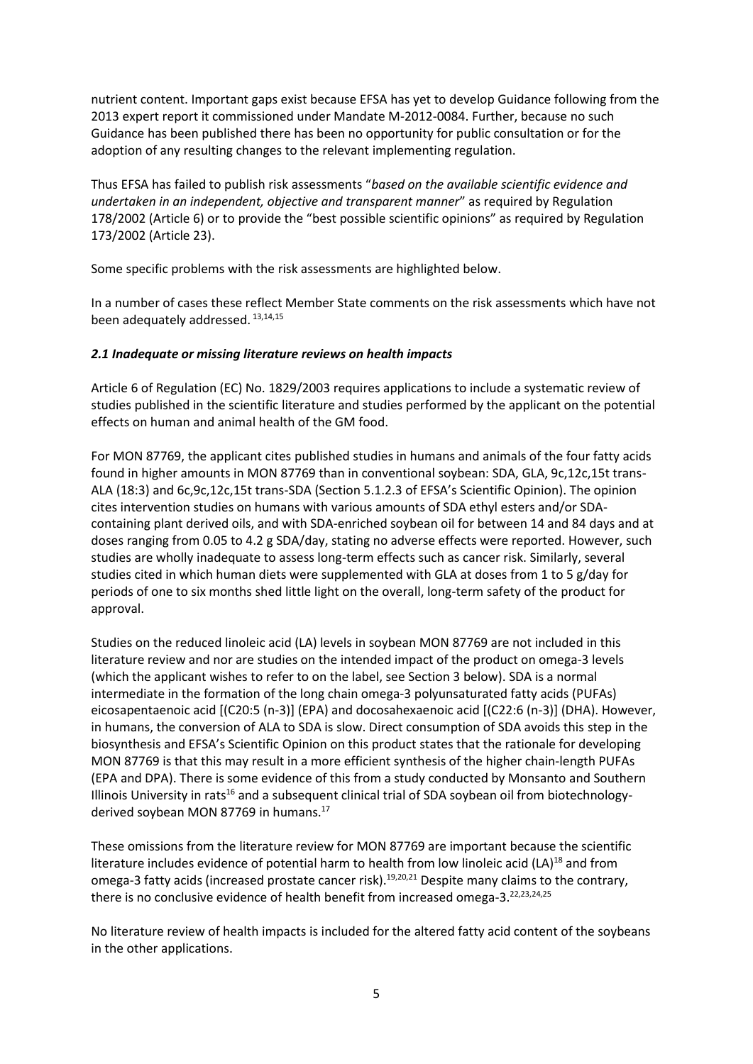nutrient content. Important gaps exist because EFSA has yet to develop Guidance following from the 2013 expert report it commissioned under Mandate M-2012-0084. Further, because no such Guidance has been published there has been no opportunity for public consultation or for the adoption of any resulting changes to the relevant implementing regulation.

Thus EFSA has failed to publish risk assessments "*based on the available scientific evidence and undertaken in an independent, objective and transparent manner*" as required by Regulation 178/2002 (Article 6) or to provide the "best possible scientific opinions" as required by Regulation 173/2002 (Article 23).

Some specific problems with the risk assessments are highlighted below.

In a number of cases these reflect Member State comments on the risk assessments which have not been adequately addressed. [13,14,15]

### *2.1 Inadequate or missing literature reviews on health impacts*

Article 6 of Regulation (EC) No. 1829/2003 requires applications to include a systematic review of studies published in the scientific literature and studies performed by the applicant on the potential effects on human and animal health of the GM food.

For MON 87769, the applicant cites published studies in humans and animals of the four fatty acids found in higher amounts in MON 87769 than in conventional soybean: SDA, GLA, 9c,12c,15t trans-ALA (18:3) and 6c,9c,12c,15t trans-SDA (Section 5.1.2.3 of EFSA's Scientific Opinion). The opinion cites intervention studies on humans with various amounts of SDA ethyl esters and/or SDA-containing plant derived oils, and with SDA-enriched soybean oil for between 14 and 84 days and at doses ranging from 0.05 to 4.2 g SDA/day, stating no adverse effects were reported. However, such studies are wholly inadequate to assess long-term effects such as cancer risk. Similarly, several studies cited in which human diets were supplemented with GLA at doses from 1 to 5 g/day for periods of one to six months shed little light on the overall, long-term safety of the product for approval.

Studies on the reduced linoleic acid (LA) levels in soybean MON 87769 are not included in this literature review and nor are studies on the intended impact of the product on omega-3 levels (which the applicant wishes to refer to on the label, see Section 3 below). SDA is a normal intermediate in the formation of the long chain omega-3 polyunsaturated fatty acids (PUFAs) eicosapentaenoic acid [(C20:5 (n-3)] (EPA) and docosahexaenoic acid [(C22:6 (n-3)] (DHA). However, in humans, the conversion of ALA to SDA is slow. Direct consumption of SDA avoids this step in the biosynthesis and EFSA's Scientific Opinion on this product states that the rationale for developing MON 87769 is that this may result in a more efficient synthesis of the higher chain-length PUFAs (EPA and DPA). There is some evidence of this from a study conducted by Monsanto and Southern Illinois University in rats[16] and a subsequent clinical trial of SDA soybean oil from biotechnology-derived soybean MON 87769 in humans.[17]

These omissions from the literature review for MON 87769 are important because the scientific literature includes evidence of potential harm to health from low linoleic acid (LA)[18] and from omega-3 fatty acids (increased prostate cancer risk).[19,20,21] Despite many claims to the contrary, there is no conclusive evidence of health benefit from increased omega-3.[22,23,24,25]

No literature review of health impacts is included for the altered fatty acid content of the soybeans in the other applications.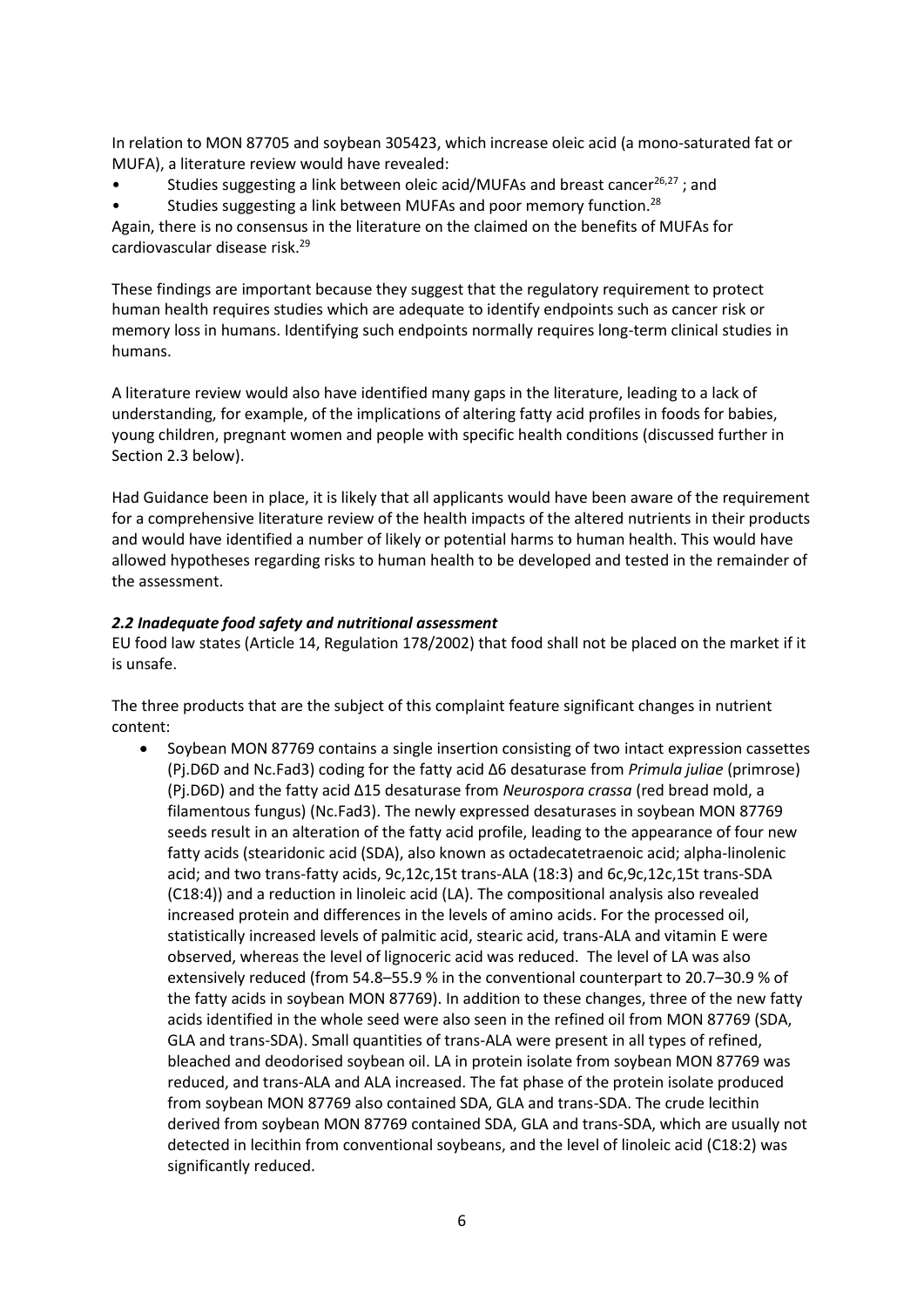In relation to MON 87705 and soybean 305423, which increase oleic acid (a mono-saturated fat or MUFA), a literature review would have revealed:

- Studies suggesting a link between oleic acid/MUFAs and breast cancer[26,27] ; and
- Studies suggesting a link between MUFAs and poor memory function.[28]

Again, there is no consensus in the literature on the claimed on the benefits of MUFAs for cardiovascular disease risk.[29]

These findings are important because they suggest that the regulatory requirement to protect human health requires studies which are adequate to identify endpoints such as cancer risk or memory loss in humans. Identifying such endpoints normally requires long-term clinical studies in humans.

A literature review would also have identified many gaps in the literature, leading to a lack of understanding, for example, of the implications of altering fatty acid profiles in foods for babies, young children, pregnant women and people with specific health conditions (discussed further in Section 2.3 below).

Had Guidance been in place, it is likely that all applicants would have been aware of the requirement for a comprehensive literature review of the health impacts of the altered nutrients in their products and would have identified a number of likely or potential harms to human health. This would have allowed hypotheses regarding risks to human health to be developed and tested in the remainder of the assessment.

### *2.2 Inadequate food safety and nutritional assessment*

EU food law states (Article 14, Regulation 178/2002) that food shall not be placed on the market if it is unsafe.

The three products that are the subject of this complaint feature significant changes in nutrient content:

- Soybean MON 87769 contains a single insertion consisting of two intact expression cassettes (Pj.D6D and Nc.Fad3) coding for the fatty acid Δ6 desaturase from *Primula juliae* (primrose) (Pj.D6D) and the fatty acid Δ15 desaturase from *Neurospora crassa* (red bread mold, a filamentous fungus) (Nc.Fad3). The newly expressed desaturases in soybean MON 87769 seeds result in an alteration of the fatty acid profile, leading to the appearance of four new fatty acids (stearidonic acid (SDA), also known as octadecatetraenoic acid; alpha-linolenic acid; and two trans-fatty acids, 9c,12c,15t trans-ALA (18:3) and 6c,9c,12c,15t trans-SDA (C18:4)) and a reduction in linoleic acid (LA). The compositional analysis also revealed increased protein and differences in the levels of amino acids. For the processed oil, statistically increased levels of palmitic acid, stearic acid, trans-ALA and vitamin E were observed, whereas the level of lignoceric acid was reduced. The level of LA was also extensively reduced (from 54.8–55.9 % in the conventional counterpart to 20.7–30.9 % of the fatty acids in soybean MON 87769). In addition to these changes, three of the new fatty acids identified in the whole seed were also seen in the refined oil from MON 87769 (SDA, GLA and trans-SDA). Small quantities of trans-ALA were present in all types of refined, bleached and deodorised soybean oil. LA in protein isolate from soybean MON 87769 was reduced, and trans-ALA and ALA increased. The fat phase of the protein isolate produced from soybean MON 87769 also contained SDA, GLA and trans-SDA. The crude lecithin derived from soybean MON 87769 contained SDA, GLA and trans-SDA, which are usually not detected in lecithin from conventional soybeans, and the level of linoleic acid (C18:2) was significantly reduced.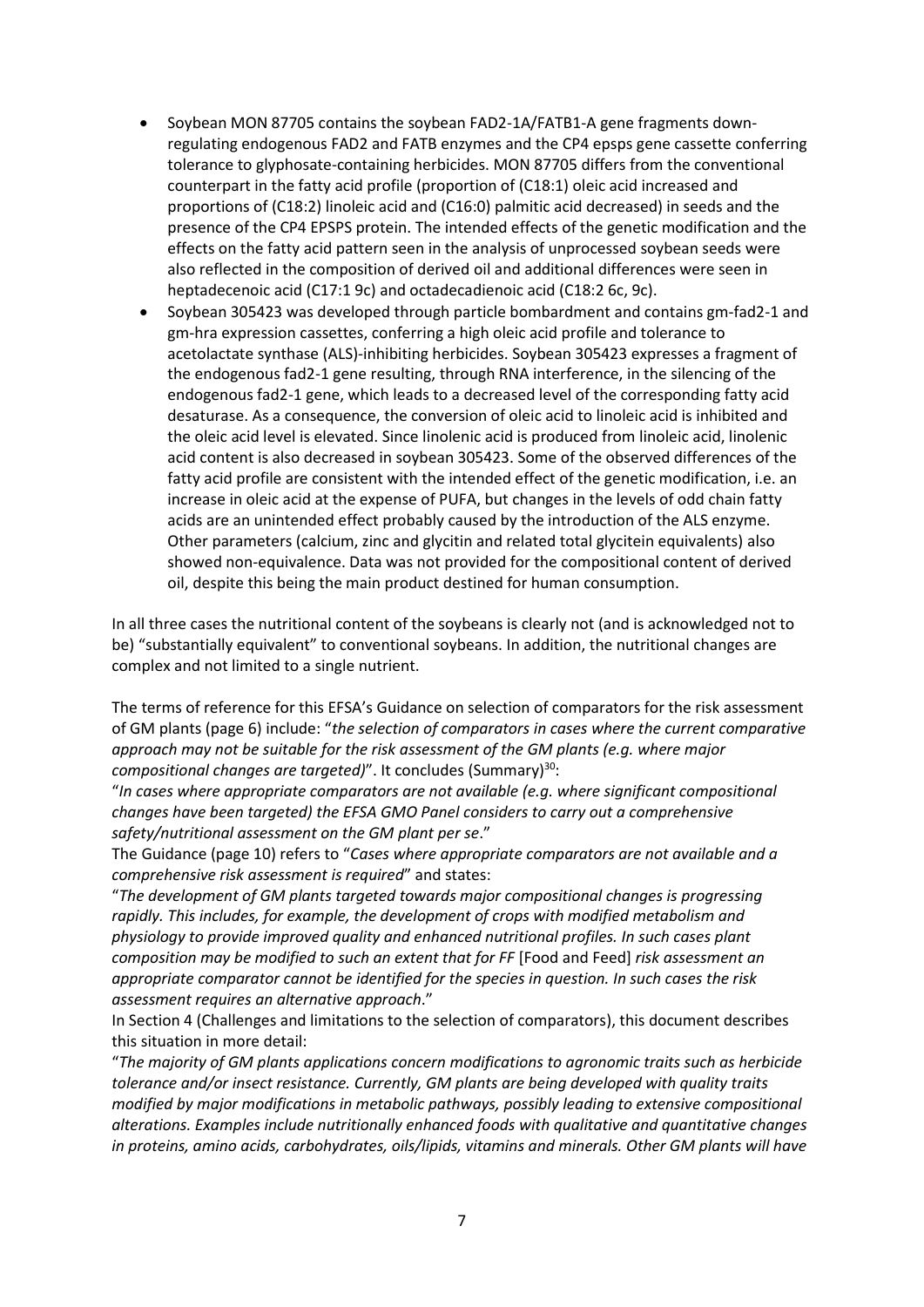- Soybean MON 87705 contains the soybean FAD2-1A/FATB1-A gene fragments down-regulating endogenous FAD2 and FATB enzymes and the CP4 epsps gene cassette conferring tolerance to glyphosate-containing herbicides. MON 87705 differs from the conventional counterpart in the fatty acid profile (proportion of (C18:1) oleic acid increased and proportions of (C18:2) linoleic acid and (C16:0) palmitic acid decreased) in seeds and the presence of the CP4 EPSPS protein. The intended effects of the genetic modification and the effects on the fatty acid pattern seen in the analysis of unprocessed soybean seeds were also reflected in the composition of derived oil and additional differences were seen in heptadecenoic acid (C17:1 9c) and octadecadienoic acid (C18:2 6c, 9c).
- Soybean 305423 was developed through particle bombardment and contains gm-fad2-1 and gm-hra expression cassettes, conferring a high oleic acid profile and tolerance to acetolactate synthase (ALS)-inhibiting herbicides. Soybean 305423 expresses a fragment of the endogenous fad2-1 gene resulting, through RNA interference, in the silencing of the endogenous fad2-1 gene, which leads to a decreased level of the corresponding fatty acid desaturase. As a consequence, the conversion of oleic acid to linoleic acid is inhibited and the oleic acid level is elevated. Since linolenic acid is produced from linoleic acid, linolenic acid content is also decreased in soybean 305423. Some of the observed differences of the fatty acid profile are consistent with the intended effect of the genetic modification, i.e. an increase in oleic acid at the expense of PUFA, but changes in the levels of odd chain fatty acids are an unintended effect probably caused by the introduction of the ALS enzyme. Other parameters (calcium, zinc and glycitin and related total glycitein equivalents) also showed non-equivalence. Data was not provided for the compositional content of derived oil, despite this being the main product destined for human consumption.

In all three cases the nutritional content of the soybeans is clearly not (and is acknowledged not to be) "substantially equivalent" to conventional soybeans. In addition, the nutritional changes are complex and not limited to a single nutrient.

The terms of reference for this EFSA's Guidance on selection of comparators for the risk assessment of GM plants (page 6) include: "*the selection of comparators in cases where the current comparative approach may not be suitable for the risk assessment of the GM plants (e.g. where major compositional changes are targeted)*". It concludes (Summary)[30]:

"*In cases where appropriate comparators are not available (e.g. where significant compositional changes have been targeted) the EFSA GMO Panel considers to carry out a comprehensive safety/nutritional assessment on the GM plant per se*."

The Guidance (page 10) refers to "*Cases where appropriate comparators are not available and a comprehensive risk assessment is required*" and states:

"*The development of GM plants targeted towards major compositional changes is progressing rapidly. This includes, for example, the development of crops with modified metabolism and physiology to provide improved quality and enhanced nutritional profiles. In such cases plant composition may be modified to such an extent that for FF* [Food and Feed] *risk assessment an appropriate comparator cannot be identified for the species in question. In such cases the risk assessment requires an alternative approach*."

In Section 4 (Challenges and limitations to the selection of comparators), this document describes this situation in more detail:

"*The majority of GM plants applications concern modifications to agronomic traits such as herbicide tolerance and/or insect resistance. Currently, GM plants are being developed with quality traits modified by major modifications in metabolic pathways, possibly leading to extensive compositional alterations. Examples include nutritionally enhanced foods with qualitative and quantitative changes in proteins, amino acids, carbohydrates, oils/lipids, vitamins and minerals. Other GM plants will have*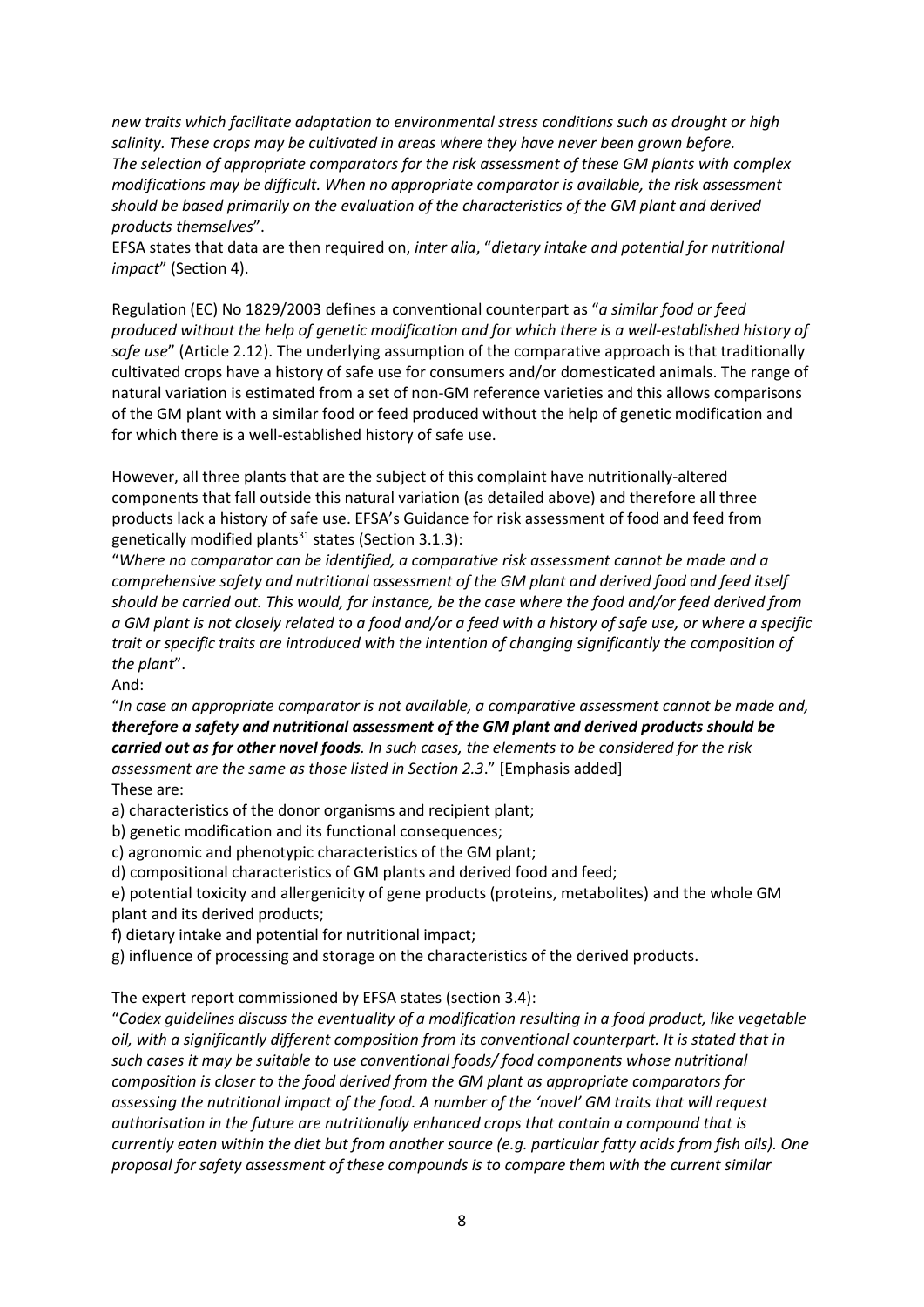*new traits which facilitate adaptation to environmental stress conditions such as drought or high salinity. These crops may be cultivated in areas where they have never been grown before. The selection of appropriate comparators for the risk assessment of these GM plants with complex modifications may be difficult. When no appropriate comparator is available, the risk assessment should be based primarily on the evaluation of the characteristics of the GM plant and derived products themselves*".

EFSA states that data are then required on, *inter alia*, "*dietary intake and potential for nutritional impact*" (Section 4).

Regulation (EC) No 1829/2003 defines a conventional counterpart as "*a similar food or feed produced without the help of genetic modification and for which there is a well-established history of safe use*" (Article 2.12). The underlying assumption of the comparative approach is that traditionally cultivated crops have a history of safe use for consumers and/or domesticated animals. The range of natural variation is estimated from a set of non-GM reference varieties and this allows comparisons of the GM plant with a similar food or feed produced without the help of genetic modification and for which there is a well-established history of safe use.

However, all three plants that are the subject of this complaint have nutritionally-altered components that fall outside this natural variation (as detailed above) and therefore all three products lack a history of safe use. EFSA's Guidance for risk assessment of food and feed from genetically modified plants[31] states (Section 3.1.3):

"*Where no comparator can be identified, a comparative risk assessment cannot be made and a comprehensive safety and nutritional assessment of the GM plant and derived food and feed itself should be carried out. This would, for instance, be the case where the food and/or feed derived from a GM plant is not closely related to a food and/or a feed with a history of safe use, or where a specific trait or specific traits are introduced with the intention of changing significantly the composition of the plant*".

And:

"*In case an appropriate comparator is not available, a comparative assessment cannot be made and, **therefore a safety and nutritional assessment of the GM plant and derived products should be carried out as for other novel foods**. In such cases, the elements to be considered for the risk assessment are the same as those listed in Section 2.3*." [Emphasis added]

These are:

a) characteristics of the donor organisms and recipient plant;
b) genetic modification and its functional consequences;
c) agronomic and phenotypic characteristics of the GM plant;
d) compositional characteristics of GM plants and derived food and feed;
e) potential toxicity and allergenicity of gene products (proteins, metabolites) and the whole GM plant and its derived products;
f) dietary intake and potential for nutritional impact;
g) influence of processing and storage on the characteristics of the derived products.

The expert report commissioned by EFSA states (section 3.4):

"*Codex guidelines discuss the eventuality of a modification resulting in a food product, like vegetable oil, with a significantly different composition from its conventional counterpart. It is stated that in such cases it may be suitable to use conventional foods/ food components whose nutritional composition is closer to the food derived from the GM plant as appropriate comparators for assessing the nutritional impact of the food. A number of the 'novel' GM traits that will request authorisation in the future are nutritionally enhanced crops that contain a compound that is currently eaten within the diet but from another source (e.g. particular fatty acids from fish oils). One proposal for safety assessment of these compounds is to compare them with the current similar*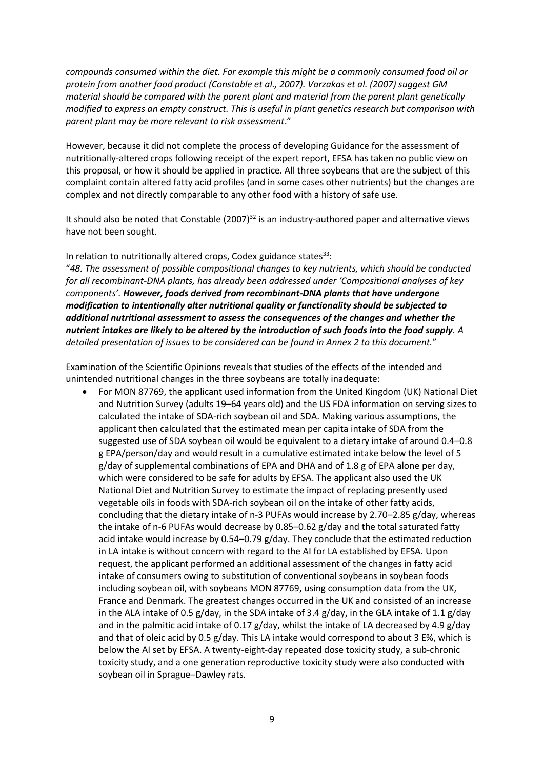*compounds consumed within the diet. For example this might be a commonly consumed food oil or protein from another food product (Constable et al., 2007). Varzakas et al. (2007) suggest GM material should be compared with the parent plant and material from the parent plant genetically modified to express an empty construct. This is useful in plant genetics research but comparison with parent plant may be more relevant to risk assessment*."

However, because it did not complete the process of developing Guidance for the assessment of nutritionally-altered crops following receipt of the expert report, EFSA has taken no public view on this proposal, or how it should be applied in practice. All three soybeans that are the subject of this complaint contain altered fatty acid profiles (and in some cases other nutrients) but the changes are complex and not directly comparable to any other food with a history of safe use.

It should also be noted that Constable (2007)[32] is an industry-authored paper and alternative views have not been sought.

In relation to nutritionally altered crops, Codex guidance states[33]:

"*48. The assessment of possible compositional changes to key nutrients, which should be conducted for all recombinant-DNA plants, has already been addressed under 'Compositional analyses of key components'.* ***However, foods derived from recombinant-DNA plants that have undergone modification to intentionally alter nutritional quality or functionality should be subjected to additional nutritional assessment to assess the consequences of the changes and whether the nutrient intakes are likely to be altered by the introduction of such foods into the food supply****. A detailed presentation of issues to be considered can be found in Annex 2 to this document.*"

Examination of the Scientific Opinions reveals that studies of the effects of the intended and unintended nutritional changes in the three soybeans are totally inadequate:

- For MON 87769, the applicant used information from the United Kingdom (UK) National Diet and Nutrition Survey (adults 19–64 years old) and the US FDA information on serving sizes to calculated the intake of SDA-rich soybean oil and SDA. Making various assumptions, the applicant then calculated that the estimated mean per capita intake of SDA from the suggested use of SDA soybean oil would be equivalent to a dietary intake of around 0.4–0.8 g EPA/person/day and would result in a cumulative estimated intake below the level of 5 g/day of supplemental combinations of EPA and DHA and of 1.8 g of EPA alone per day, which were considered to be safe for adults by EFSA. The applicant also used the UK National Diet and Nutrition Survey to estimate the impact of replacing presently used vegetable oils in foods with SDA-rich soybean oil on the intake of other fatty acids, concluding that the dietary intake of n-3 PUFAs would increase by 2.70–2.85 g/day, whereas the intake of n-6 PUFAs would decrease by 0.85–0.62 g/day and the total saturated fatty acid intake would increase by 0.54–0.79 g/day. They conclude that the estimated reduction in LA intake is without concern with regard to the AI for LA established by EFSA. Upon request, the applicant performed an additional assessment of the changes in fatty acid intake of consumers owing to substitution of conventional soybeans in soybean foods including soybean oil, with soybeans MON 87769, using consumption data from the UK, France and Denmark. The greatest changes occurred in the UK and consisted of an increase in the ALA intake of 0.5 g/day, in the SDA intake of 3.4 g/day, in the GLA intake of 1.1 g/day and in the palmitic acid intake of 0.17 g/day, whilst the intake of LA decreased by 4.9 g/day and that of oleic acid by 0.5 g/day. This LA intake would correspond to about 3 E%, which is below the AI set by EFSA. A twenty-eight-day repeated dose toxicity study, a sub-chronic toxicity study, and a one generation reproductive toxicity study were also conducted with soybean oil in Sprague–Dawley rats.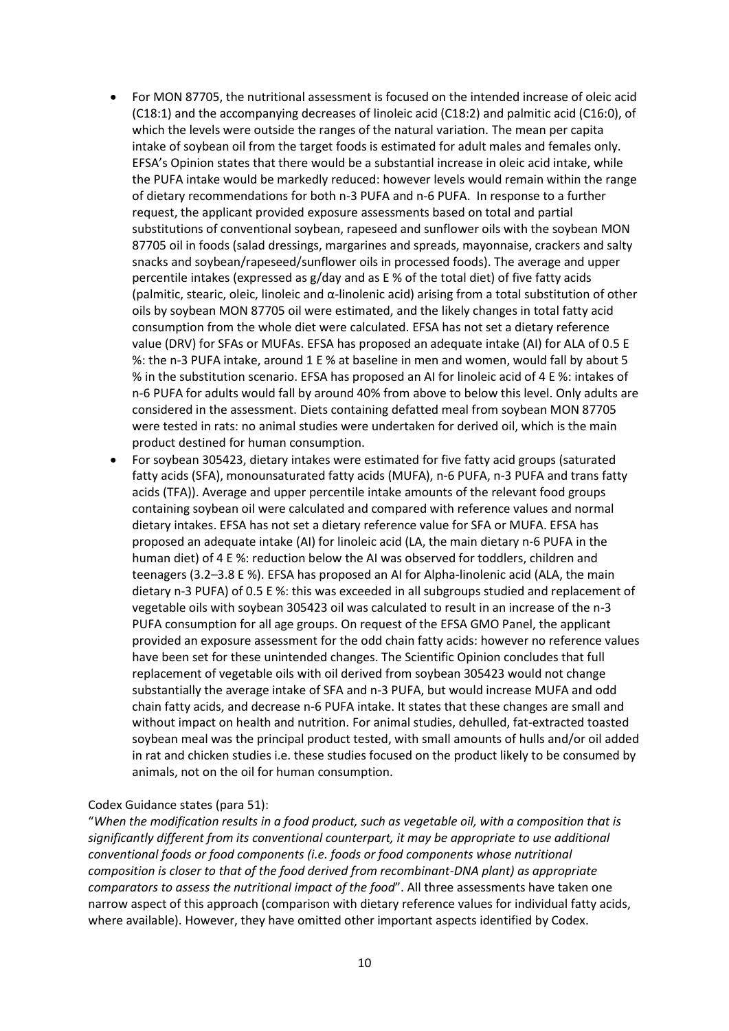- For MON 87705, the nutritional assessment is focused on the intended increase of oleic acid (C18:1) and the accompanying decreases of linoleic acid (C18:2) and palmitic acid (C16:0), of which the levels were outside the ranges of the natural variation. The mean per capita intake of soybean oil from the target foods is estimated for adult males and females only. EFSA's Opinion states that there would be a substantial increase in oleic acid intake, while the PUFA intake would be markedly reduced: however levels would remain within the range of dietary recommendations for both n-3 PUFA and n-6 PUFA. In response to a further request, the applicant provided exposure assessments based on total and partial substitutions of conventional soybean, rapeseed and sunflower oils with the soybean MON 87705 oil in foods (salad dressings, margarines and spreads, mayonnaise, crackers and salty snacks and soybean/rapeseed/sunflower oils in processed foods). The average and upper percentile intakes (expressed as g/day and as E % of the total diet) of five fatty acids (palmitic, stearic, oleic, linoleic and α-linolenic acid) arising from a total substitution of other oils by soybean MON 87705 oil were estimated, and the likely changes in total fatty acid consumption from the whole diet were calculated. EFSA has not set a dietary reference value (DRV) for SFAs or MUFAs. EFSA has proposed an adequate intake (AI) for ALA of 0.5 E %: the n-3 PUFA intake, around 1 E % at baseline in men and women, would fall by about 5 % in the substitution scenario. EFSA has proposed an AI for linoleic acid of 4 E %: intakes of n-6 PUFA for adults would fall by around 40% from above to below this level. Only adults are considered in the assessment. Diets containing defatted meal from soybean MON 87705 were tested in rats: no animal studies were undertaken for derived oil, which is the main product destined for human consumption.
- For soybean 305423, dietary intakes were estimated for five fatty acid groups (saturated fatty acids (SFA), monounsaturated fatty acids (MUFA), n-6 PUFA, n-3 PUFA and trans fatty acids (TFA)). Average and upper percentile intake amounts of the relevant food groups containing soybean oil were calculated and compared with reference values and normal dietary intakes. EFSA has not set a dietary reference value for SFA or MUFA. EFSA has proposed an adequate intake (AI) for linoleic acid (LA, the main dietary n-6 PUFA in the human diet) of 4 E %: reduction below the AI was observed for toddlers, children and teenagers (3.2–3.8 E %). EFSA has proposed an AI for Alpha-linolenic acid (ALA, the main dietary n-3 PUFA) of 0.5 E %: this was exceeded in all subgroups studied and replacement of vegetable oils with soybean 305423 oil was calculated to result in an increase of the n-3 PUFA consumption for all age groups. On request of the EFSA GMO Panel, the applicant provided an exposure assessment for the odd chain fatty acids: however no reference values have been set for these unintended changes. The Scientific Opinion concludes that full replacement of vegetable oils with oil derived from soybean 305423 would not change substantially the average intake of SFA and n-3 PUFA, but would increase MUFA and odd chain fatty acids, and decrease n-6 PUFA intake. It states that these changes are small and without impact on health and nutrition. For animal studies, dehulled, fat-extracted toasted soybean meal was the principal product tested, with small amounts of hulls and/or oil added in rat and chicken studies i.e. these studies focused on the product likely to be consumed by animals, not on the oil for human consumption.

Codex Guidance states (para 51):
"*When the modification results in a food product, such as vegetable oil, with a composition that is significantly different from its conventional counterpart, it may be appropriate to use additional conventional foods or food components (i.e. foods or food components whose nutritional composition is closer to that of the food derived from recombinant-DNA plant) as appropriate comparators to assess the nutritional impact of the food*". All three assessments have taken one narrow aspect of this approach (comparison with dietary reference values for individual fatty acids, where available). However, they have omitted other important aspects identified by Codex.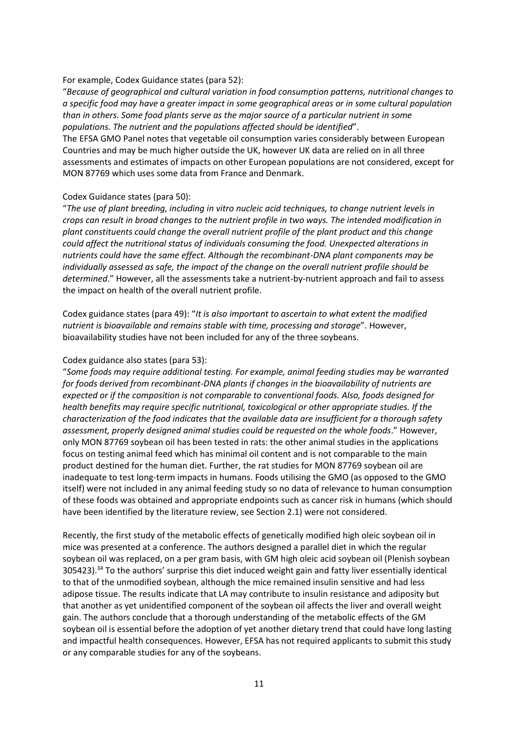For example, Codex Guidance states (para 52):

"*Because of geographical and cultural variation in food consumption patterns, nutritional changes to a specific food may have a greater impact in some geographical areas or in some cultural population than in others. Some food plants serve as the major source of a particular nutrient in some populations. The nutrient and the populations affected should be identified*".

The EFSA GMO Panel notes that vegetable oil consumption varies considerably between European Countries and may be much higher outside the UK, however UK data are relied on in all three assessments and estimates of impacts on other European populations are not considered, except for MON 87769 which uses some data from France and Denmark.

Codex Guidance states (para 50):

"*The use of plant breeding, including in vitro nucleic acid techniques, to change nutrient levels in crops can result in broad changes to the nutrient profile in two ways. The intended modification in plant constituents could change the overall nutrient profile of the plant product and this change could affect the nutritional status of individuals consuming the food. Unexpected alterations in nutrients could have the same effect. Although the recombinant-DNA plant components may be individually assessed as safe, the impact of the change on the overall nutrient profile should be determined*." However, all the assessments take a nutrient-by-nutrient approach and fail to assess the impact on health of the overall nutrient profile.

Codex guidance states (para 49): "*It is also important to ascertain to what extent the modified nutrient is bioavailable and remains stable with time, processing and storage*". However, bioavailability studies have not been included for any of the three soybeans.

Codex guidance also states (para 53):

"*Some foods may require additional testing. For example, animal feeding studies may be warranted for foods derived from recombinant-DNA plants if changes in the bioavailability of nutrients are expected or if the composition is not comparable to conventional foods. Also, foods designed for health benefits may require specific nutritional, toxicological or other appropriate studies. If the characterization of the food indicates that the available data are insufficient for a thorough safety assessment, properly designed animal studies could be requested on the whole foods*." However, only MON 87769 soybean oil has been tested in rats: the other animal studies in the applications focus on testing animal feed which has minimal oil content and is not comparable to the main product destined for the human diet. Further, the rat studies for MON 87769 soybean oil are inadequate to test long-term impacts in humans. Foods utilising the GMO (as opposed to the GMO itself) were not included in any animal feeding study so no data of relevance to human consumption of these foods was obtained and appropriate endpoints such as cancer risk in humans (which should have been identified by the literature review, see Section 2.1) were not considered.

Recently, the first study of the metabolic effects of genetically modified high oleic soybean oil in mice was presented at a conference. The authors designed a parallel diet in which the regular soybean oil was replaced, on a per gram basis, with GM high oleic acid soybean oil (Plenish soybean 305423).[34] To the authors' surprise this diet induced weight gain and fatty liver essentially identical to that of the unmodified soybean, although the mice remained insulin sensitive and had less adipose tissue. The results indicate that LA may contribute to insulin resistance and adiposity but that another as yet unidentified component of the soybean oil affects the liver and overall weight gain. The authors conclude that a thorough understanding of the metabolic effects of the GM soybean oil is essential before the adoption of yet another dietary trend that could have long lasting and impactful health consequences. However, EFSA has not required applicants to submit this study or any comparable studies for any of the soybeans.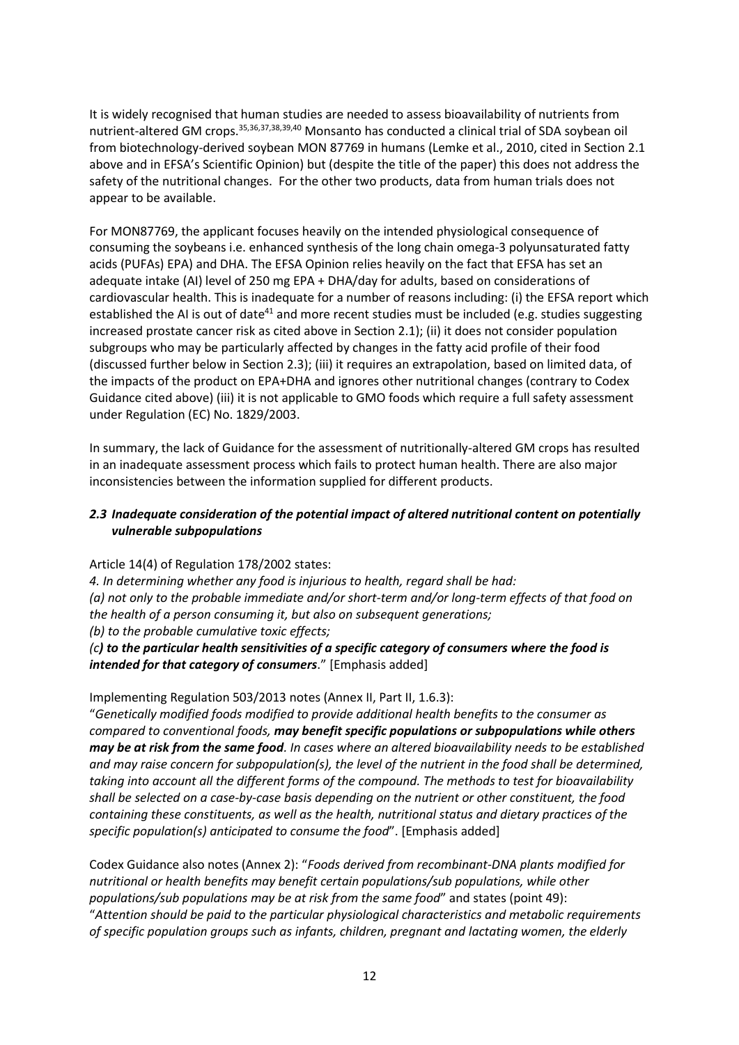It is widely recognised that human studies are needed to assess bioavailability of nutrients from nutrient-altered GM crops.[35,36,37,38,39,40] Monsanto has conducted a clinical trial of SDA soybean oil from biotechnology-derived soybean MON 87769 in humans (Lemke et al., 2010, cited in Section 2.1 above and in EFSA's Scientific Opinion) but (despite the title of the paper) this does not address the safety of the nutritional changes. For the other two products, data from human trials does not appear to be available.

For MON87769, the applicant focuses heavily on the intended physiological consequence of consuming the soybeans i.e. enhanced synthesis of the long chain omega-3 polyunsaturated fatty acids (PUFAs) EPA) and DHA. The EFSA Opinion relies heavily on the fact that EFSA has set an adequate intake (AI) level of 250 mg EPA + DHA/day for adults, based on considerations of cardiovascular health. This is inadequate for a number of reasons including: (i) the EFSA report which established the AI is out of date[41] and more recent studies must be included (e.g. studies suggesting increased prostate cancer risk as cited above in Section 2.1); (ii) it does not consider population subgroups who may be particularly affected by changes in the fatty acid profile of their food (discussed further below in Section 2.3); (iii) it requires an extrapolation, based on limited data, of the impacts of the product on EPA+DHA and ignores other nutritional changes (contrary to Codex Guidance cited above) (iii) it is not applicable to GMO foods which require a full safety assessment under Regulation (EC) No. 1829/2003.

In summary, the lack of Guidance for the assessment of nutritionally-altered GM crops has resulted in an inadequate assessment process which fails to protect human health. There are also major inconsistencies between the information supplied for different products.

### *2.3 Inadequate consideration of the potential impact of altered nutritional content on potentially vulnerable subpopulations*

Article 14(4) of Regulation 178/2002 states:

*4. In determining whether any food is injurious to health, regard shall be had:*
*(a) not only to the probable immediate and/or short-term and/or long-term effects of that food on the health of a person consuming it, but also on subsequent generations;*
*(b) to the probable cumulative toxic effects;*
*(c**) to the particular health sensitivities of a specific category of consumers where the food is intended for that category of consumers**.*" [Emphasis added]

Implementing Regulation 503/2013 notes (Annex II, Part II, 1.6.3):

"*Genetically modified foods modified to provide additional health benefits to the consumer as compared to conventional foods, **may benefit specific populations or subpopulations while others may be at risk from the same food**. In cases where an altered bioavailability needs to be established and may raise concern for subpopulation(s), the level of the nutrient in the food shall be determined, taking into account all the different forms of the compound. The methods to test for bioavailability shall be selected on a case-by-case basis depending on the nutrient or other constituent, the food containing these constituents, as well as the health, nutritional status and dietary practices of the specific population(s) anticipated to consume the food*". [Emphasis added]

Codex Guidance also notes (Annex 2): "*Foods derived from recombinant-DNA plants modified for nutritional or health benefits may benefit certain populations/sub populations, while other populations/sub populations may be at risk from the same food*" and states (point 49): "*Attention should be paid to the particular physiological characteristics and metabolic requirements of specific population groups such as infants, children, pregnant and lactating women, the elderly*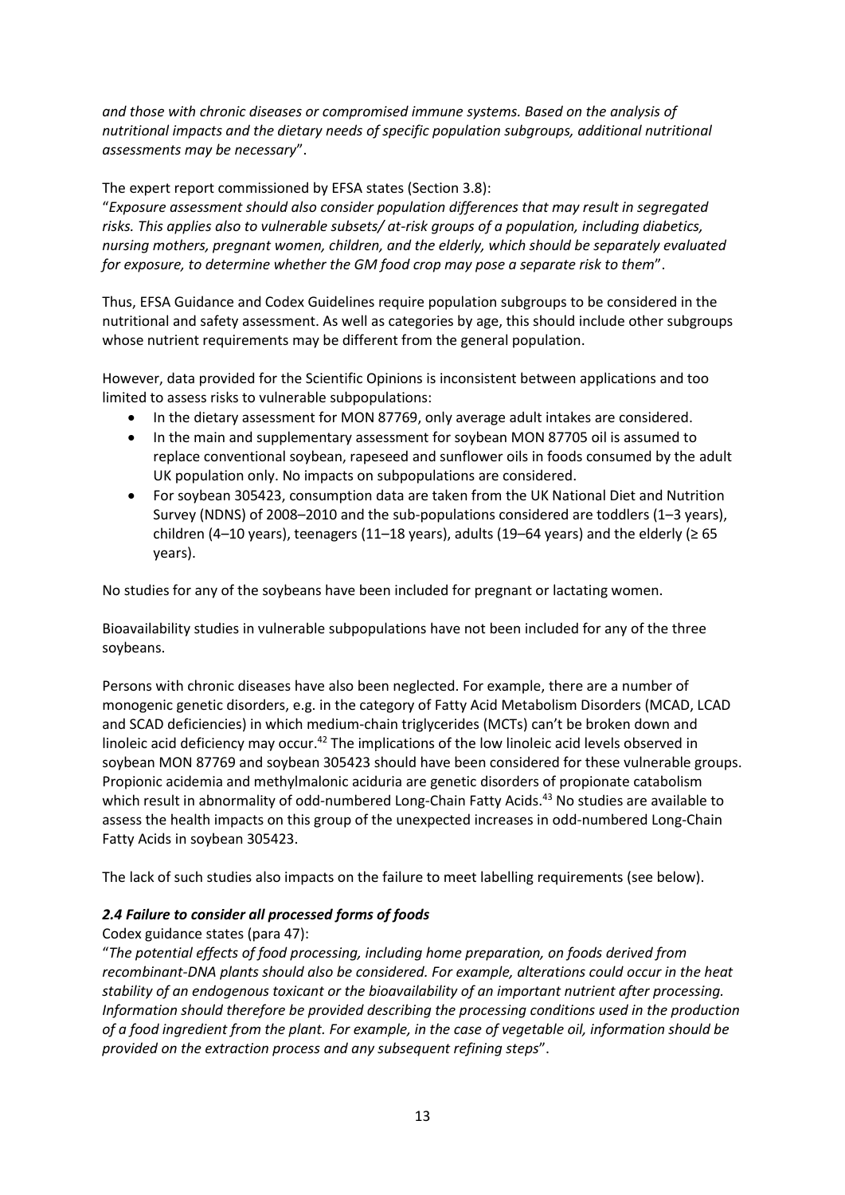*and those with chronic diseases or compromised immune systems. Based on the analysis of nutritional impacts and the dietary needs of specific population subgroups, additional nutritional assessments may be necessary*".

The expert report commissioned by EFSA states (Section 3.8):

"*Exposure assessment should also consider population differences that may result in segregated risks. This applies also to vulnerable subsets/ at-risk groups of a population, including diabetics, nursing mothers, pregnant women, children, and the elderly, which should be separately evaluated for exposure, to determine whether the GM food crop may pose a separate risk to them*".

Thus, EFSA Guidance and Codex Guidelines require population subgroups to be considered in the nutritional and safety assessment. As well as categories by age, this should include other subgroups whose nutrient requirements may be different from the general population.

However, data provided for the Scientific Opinions is inconsistent between applications and too limited to assess risks to vulnerable subpopulations:

- In the dietary assessment for MON 87769, only average adult intakes are considered.
- In the main and supplementary assessment for soybean MON 87705 oil is assumed to replace conventional soybean, rapeseed and sunflower oils in foods consumed by the adult UK population only. No impacts on subpopulations are considered.
- For soybean 305423, consumption data are taken from the UK National Diet and Nutrition Survey (NDNS) of 2008–2010 and the sub-populations considered are toddlers (1–3 years), children (4–10 years), teenagers (11–18 years), adults (19–64 years) and the elderly (≥ 65 years).

No studies for any of the soybeans have been included for pregnant or lactating women.

Bioavailability studies in vulnerable subpopulations have not been included for any of the three soybeans.

Persons with chronic diseases have also been neglected. For example, there are a number of monogenic genetic disorders, e.g. in the category of Fatty Acid Metabolism Disorders (MCAD, LCAD and SCAD deficiencies) in which medium-chain triglycerides (MCTs) can't be broken down and linoleic acid deficiency may occur.[42] The implications of the low linoleic acid levels observed in soybean MON 87769 and soybean 305423 should have been considered for these vulnerable groups. Propionic acidemia and methylmalonic aciduria are genetic disorders of propionate catabolism which result in abnormality of odd-numbered Long-Chain Fatty Acids.[43] No studies are available to assess the health impacts on this group of the unexpected increases in odd-numbered Long-Chain Fatty Acids in soybean 305423.

The lack of such studies also impacts on the failure to meet labelling requirements (see below).

### *2.4 Failure to consider all processed forms of foods*

Codex guidance states (para 47):

"*The potential effects of food processing, including home preparation, on foods derived from recombinant-DNA plants should also be considered. For example, alterations could occur in the heat stability of an endogenous toxicant or the bioavailability of an important nutrient after processing. Information should therefore be provided describing the processing conditions used in the production of a food ingredient from the plant. For example, in the case of vegetable oil, information should be provided on the extraction process and any subsequent refining steps*".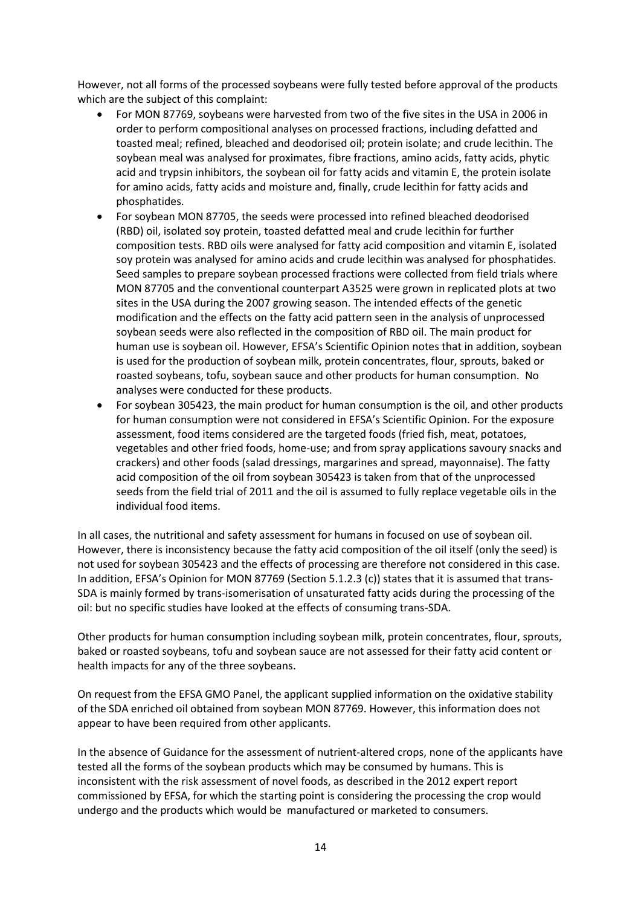However, not all forms of the processed soybeans were fully tested before approval of the products which are the subject of this complaint:

- For MON 87769, soybeans were harvested from two of the five sites in the USA in 2006 in order to perform compositional analyses on processed fractions, including defatted and toasted meal; refined, bleached and deodorised oil; protein isolate; and crude lecithin. The soybean meal was analysed for proximates, fibre fractions, amino acids, fatty acids, phytic acid and trypsin inhibitors, the soybean oil for fatty acids and vitamin E, the protein isolate for amino acids, fatty acids and moisture and, finally, crude lecithin for fatty acids and phosphatides.
- For soybean MON 87705, the seeds were processed into refined bleached deodorised (RBD) oil, isolated soy protein, toasted defatted meal and crude lecithin for further composition tests. RBD oils were analysed for fatty acid composition and vitamin E, isolated soy protein was analysed for amino acids and crude lecithin was analysed for phosphatides. Seed samples to prepare soybean processed fractions were collected from field trials where MON 87705 and the conventional counterpart A3525 were grown in replicated plots at two sites in the USA during the 2007 growing season. The intended effects of the genetic modification and the effects on the fatty acid pattern seen in the analysis of unprocessed soybean seeds were also reflected in the composition of RBD oil. The main product for human use is soybean oil. However, EFSA's Scientific Opinion notes that in addition, soybean is used for the production of soybean milk, protein concentrates, flour, sprouts, baked or roasted soybeans, tofu, soybean sauce and other products for human consumption. No analyses were conducted for these products.
- For soybean 305423, the main product for human consumption is the oil, and other products for human consumption were not considered in EFSA's Scientific Opinion. For the exposure assessment, food items considered are the targeted foods (fried fish, meat, potatoes, vegetables and other fried foods, home-use; and from spray applications savoury snacks and crackers) and other foods (salad dressings, margarines and spread, mayonnaise). The fatty acid composition of the oil from soybean 305423 is taken from that of the unprocessed seeds from the field trial of 2011 and the oil is assumed to fully replace vegetable oils in the individual food items.

In all cases, the nutritional and safety assessment for humans in focused on use of soybean oil. However, there is inconsistency because the fatty acid composition of the oil itself (only the seed) is not used for soybean 305423 and the effects of processing are therefore not considered in this case. In addition, EFSA's Opinion for MON 87769 (Section 5.1.2.3 (c)) states that it is assumed that trans-SDA is mainly formed by trans-isomerisation of unsaturated fatty acids during the processing of the oil: but no specific studies have looked at the effects of consuming trans-SDA.

Other products for human consumption including soybean milk, protein concentrates, flour, sprouts, baked or roasted soybeans, tofu and soybean sauce are not assessed for their fatty acid content or health impacts for any of the three soybeans.

On request from the EFSA GMO Panel, the applicant supplied information on the oxidative stability of the SDA enriched oil obtained from soybean MON 87769. However, this information does not appear to have been required from other applicants.

In the absence of Guidance for the assessment of nutrient-altered crops, none of the applicants have tested all the forms of the soybean products which may be consumed by humans. This is inconsistent with the risk assessment of novel foods, as described in the 2012 expert report commissioned by EFSA, for which the starting point is considering the processing the crop would undergo and the products which would be manufactured or marketed to consumers.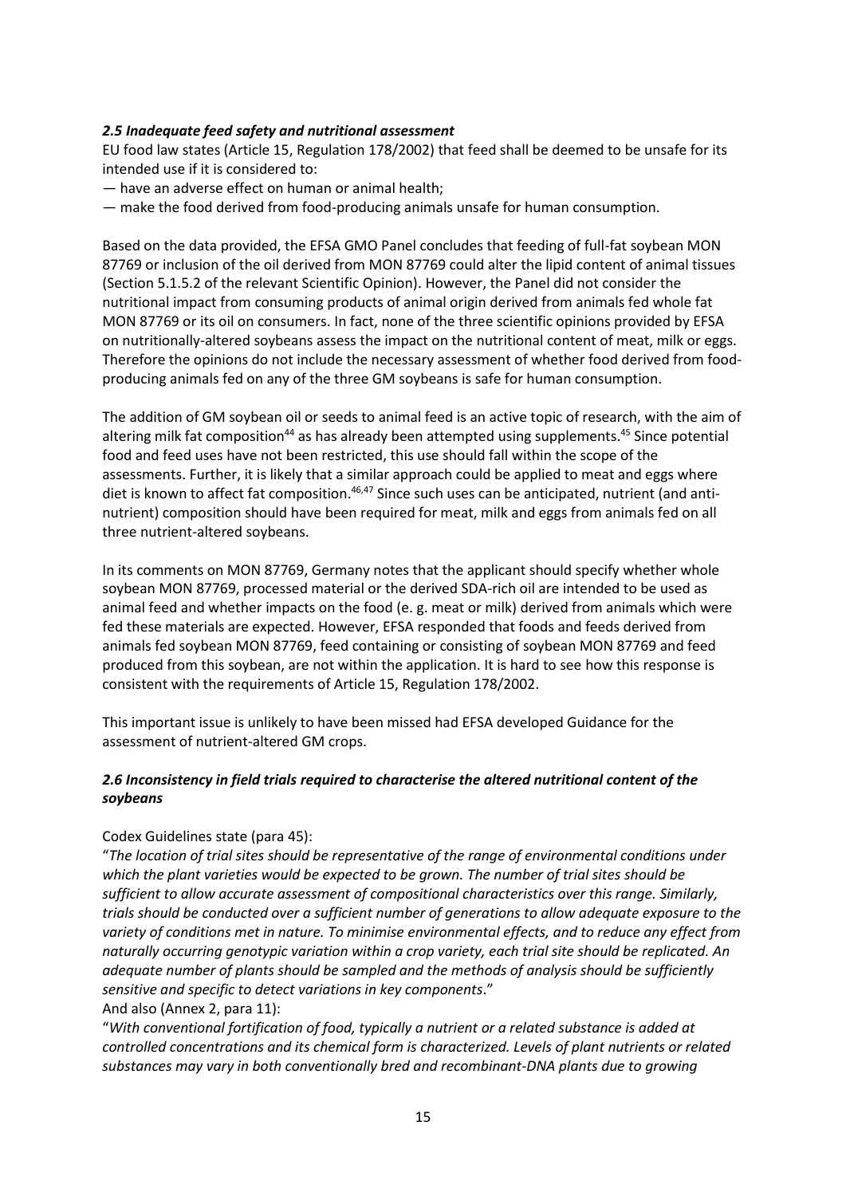### *2.5 Inadequate feed safety and nutritional assessment*

EU food law states (Article 15, Regulation 178/2002) that feed shall be deemed to be unsafe for its intended use if it is considered to:

— have an adverse effect on human or animal health;

— make the food derived from food-producing animals unsafe for human consumption.

Based on the data provided, the EFSA GMO Panel concludes that feeding of full-fat soybean MON 87769 or inclusion of the oil derived from MON 87769 could alter the lipid content of animal tissues (Section 5.1.5.2 of the relevant Scientific Opinion). However, the Panel did not consider the nutritional impact from consuming products of animal origin derived from animals fed whole fat MON 87769 or its oil on consumers. In fact, none of the three scientific opinions provided by EFSA on nutritionally-altered soybeans assess the impact on the nutritional content of meat, milk or eggs. Therefore the opinions do not include the necessary assessment of whether food derived from food-producing animals fed on any of the three GM soybeans is safe for human consumption.

The addition of GM soybean oil or seeds to animal feed is an active topic of research, with the aim of altering milk fat composition[44] as has already been attempted using supplements.[45] Since potential food and feed uses have not been restricted, this use should fall within the scope of the assessments. Further, it is likely that a similar approach could be applied to meat and eggs where diet is known to affect fat composition.[46,47] Since such uses can be anticipated, nutrient (and anti-nutrient) composition should have been required for meat, milk and eggs from animals fed on all three nutrient-altered soybeans.

In its comments on MON 87769, Germany notes that the applicant should specify whether whole soybean MON 87769, processed material or the derived SDA-rich oil are intended to be used as animal feed and whether impacts on the food (e. g. meat or milk) derived from animals which were fed these materials are expected. However, EFSA responded that foods and feeds derived from animals fed soybean MON 87769, feed containing or consisting of soybean MON 87769 and feed produced from this soybean, are not within the application. It is hard to see how this response is consistent with the requirements of Article 15, Regulation 178/2002.

This important issue is unlikely to have been missed had EFSA developed Guidance for the assessment of nutrient-altered GM crops.

### *2.6 Inconsistency in field trials required to characterise the altered nutritional content of the soybeans*

Codex Guidelines state (para 45):

"*The location of trial sites should be representative of the range of environmental conditions under which the plant varieties would be expected to be grown. The number of trial sites should be sufficient to allow accurate assessment of compositional characteristics over this range. Similarly, trials should be conducted over a sufficient number of generations to allow adequate exposure to the variety of conditions met in nature. To minimise environmental effects, and to reduce any effect from naturally occurring genotypic variation within a crop variety, each trial site should be replicated. An adequate number of plants should be sampled and the methods of analysis should be sufficiently sensitive and specific to detect variations in key components*."

And also (Annex 2, para 11):

"*With conventional fortification of food, typically a nutrient or a related substance is added at controlled concentrations and its chemical form is characterized. Levels of plant nutrients or related substances may vary in both conventionally bred and recombinant-DNA plants due to growing*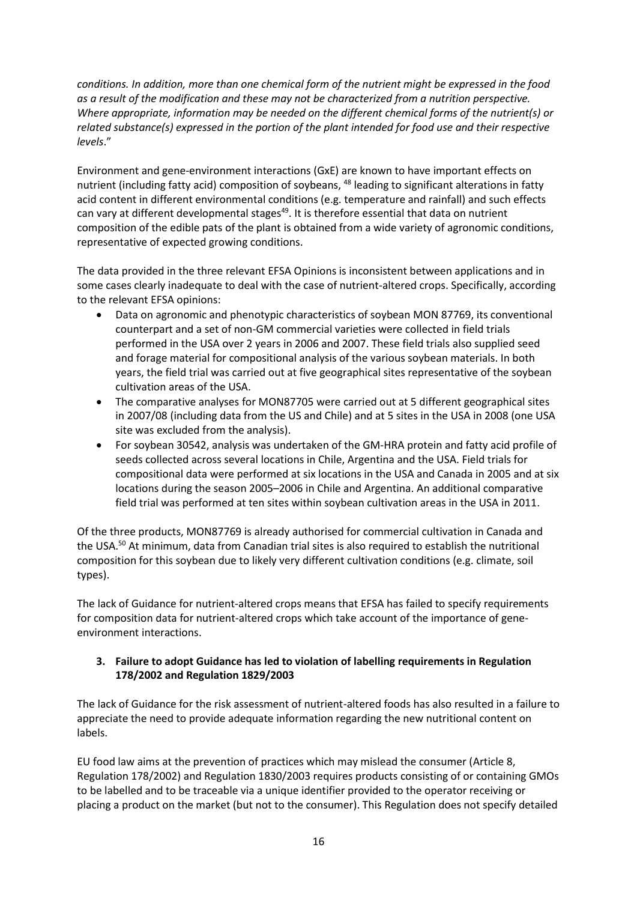*conditions. In addition, more than one chemical form of the nutrient might be expressed in the food as a result of the modification and these may not be characterized from a nutrition perspective. Where appropriate, information may be needed on the different chemical forms of the nutrient(s) or related substance(s) expressed in the portion of the plant intended for food use and their respective levels*."

Environment and gene-environment interactions (GxE) are known to have important effects on nutrient (including fatty acid) composition of soybeans, [48] leading to significant alterations in fatty acid content in different environmental conditions (e.g. temperature and rainfall) and such effects can vary at different developmental stages[49]. It is therefore essential that data on nutrient composition of the edible pats of the plant is obtained from a wide variety of agronomic conditions, representative of expected growing conditions.

The data provided in the three relevant EFSA Opinions is inconsistent between applications and in some cases clearly inadequate to deal with the case of nutrient-altered crops. Specifically, according to the relevant EFSA opinions:

- Data on agronomic and phenotypic characteristics of soybean MON 87769, its conventional counterpart and a set of non-GM commercial varieties were collected in field trials performed in the USA over 2 years in 2006 and 2007. These field trials also supplied seed and forage material for compositional analysis of the various soybean materials. In both years, the field trial was carried out at five geographical sites representative of the soybean cultivation areas of the USA.
- The comparative analyses for MON87705 were carried out at 5 different geographical sites in 2007/08 (including data from the US and Chile) and at 5 sites in the USA in 2008 (one USA site was excluded from the analysis).
- For soybean 30542, analysis was undertaken of the GM-HRA protein and fatty acid profile of seeds collected across several locations in Chile, Argentina and the USA. Field trials for compositional data were performed at six locations in the USA and Canada in 2005 and at six locations during the season 2005–2006 in Chile and Argentina. An additional comparative field trial was performed at ten sites within soybean cultivation areas in the USA in 2011.

Of the three products, MON87769 is already authorised for commercial cultivation in Canada and the USA.[50] At minimum, data from Canadian trial sites is also required to establish the nutritional composition for this soybean due to likely very different cultivation conditions (e.g. climate, soil types).

The lack of Guidance for nutrient-altered crops means that EFSA has failed to specify requirements for composition data for nutrient-altered crops which take account of the importance of gene-environment interactions.

### 3. Failure to adopt Guidance has led to violation of labelling requirements in Regulation 178/2002 and Regulation 1829/2003

The lack of Guidance for the risk assessment of nutrient-altered foods has also resulted in a failure to appreciate the need to provide adequate information regarding the new nutritional content on labels.

EU food law aims at the prevention of practices which may mislead the consumer (Article 8, Regulation 178/2002) and Regulation 1830/2003 requires products consisting of or containing GMOs to be labelled and to be traceable via a unique identifier provided to the operator receiving or placing a product on the market (but not to the consumer). This Regulation does not specify detailed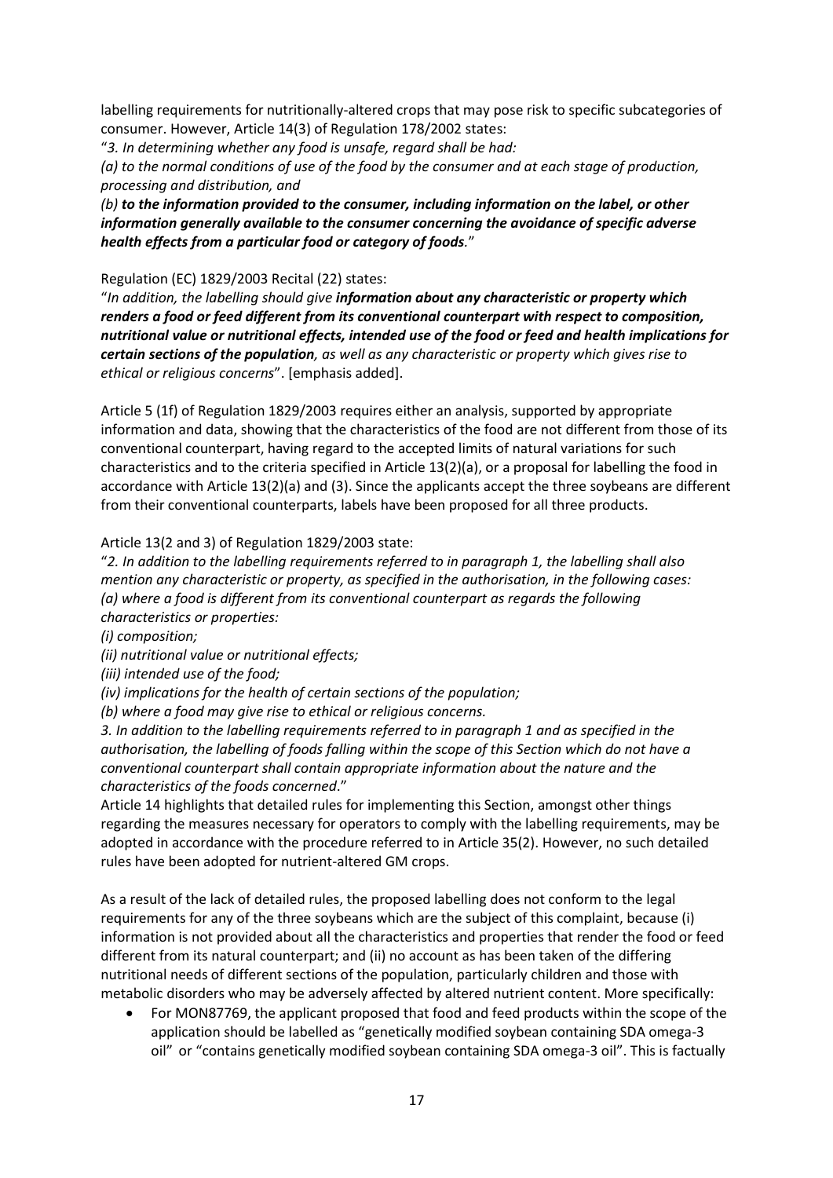labelling requirements for nutritionally-altered crops that may pose risk to specific subcategories of consumer. However, Article 14(3) of Regulation 178/2002 states:

"*3. In determining whether any food is unsafe, regard shall be had:*

*(a) to the normal conditions of use of the food by the consumer and at each stage of production, processing and distribution, and*

***(b) to the information provided to the consumer, including information on the label, or other information generally available to the consumer concerning the avoidance of specific adverse health effects from a particular food or category of foods.***"

Regulation (EC) 1829/2003 Recital (22) states:

"*In addition, the labelling should give* ***information about any characteristic or property which renders a food or feed different from its conventional counterpart with respect to composition, nutritional value or nutritional effects, intended use of the food or feed and health implications for certain sections of the population****, as well as any characteristic or property which gives rise to ethical or religious concerns*". [emphasis added].

Article 5 (1f) of Regulation 1829/2003 requires either an analysis, supported by appropriate information and data, showing that the characteristics of the food are not different from those of its conventional counterpart, having regard to the accepted limits of natural variations for such characteristics and to the criteria specified in Article 13(2)(a), or a proposal for labelling the food in accordance with Article 13(2)(a) and (3). Since the applicants accept the three soybeans are different from their conventional counterparts, labels have been proposed for all three products.

Article 13(2 and 3) of Regulation 1829/2003 state:

"*2. In addition to the labelling requirements referred to in paragraph 1, the labelling shall also mention any characteristic or property, as specified in the authorisation, in the following cases:*

*(a) where a food is different from its conventional counterpart as regards the following characteristics or properties:*

*(i) composition;*

*(ii) nutritional value or nutritional effects;*

*(iii) intended use of the food;*

*(iv) implications for the health of certain sections of the population;*

*(b) where a food may give rise to ethical or religious concerns.*

*3. In addition to the labelling requirements referred to in paragraph 1 and as specified in the authorisation, the labelling of foods falling within the scope of this Section which do not have a conventional counterpart shall contain appropriate information about the nature and the characteristics of the foods concerned*."

Article 14 highlights that detailed rules for implementing this Section, amongst other things regarding the measures necessary for operators to comply with the labelling requirements, may be adopted in accordance with the procedure referred to in Article 35(2). However, no such detailed rules have been adopted for nutrient-altered GM crops.

As a result of the lack of detailed rules, the proposed labelling does not conform to the legal requirements for any of the three soybeans which are the subject of this complaint, because (i) information is not provided about all the characteristics and properties that render the food or feed different from its natural counterpart; and (ii) no account as has been taken of the differing nutritional needs of different sections of the population, particularly children and those with metabolic disorders who may be adversely affected by altered nutrient content. More specifically:

- For MON87769, the applicant proposed that food and feed products within the scope of the application should be labelled as "genetically modified soybean containing SDA omega-3 oil" or "contains genetically modified soybean containing SDA omega-3 oil". This is factually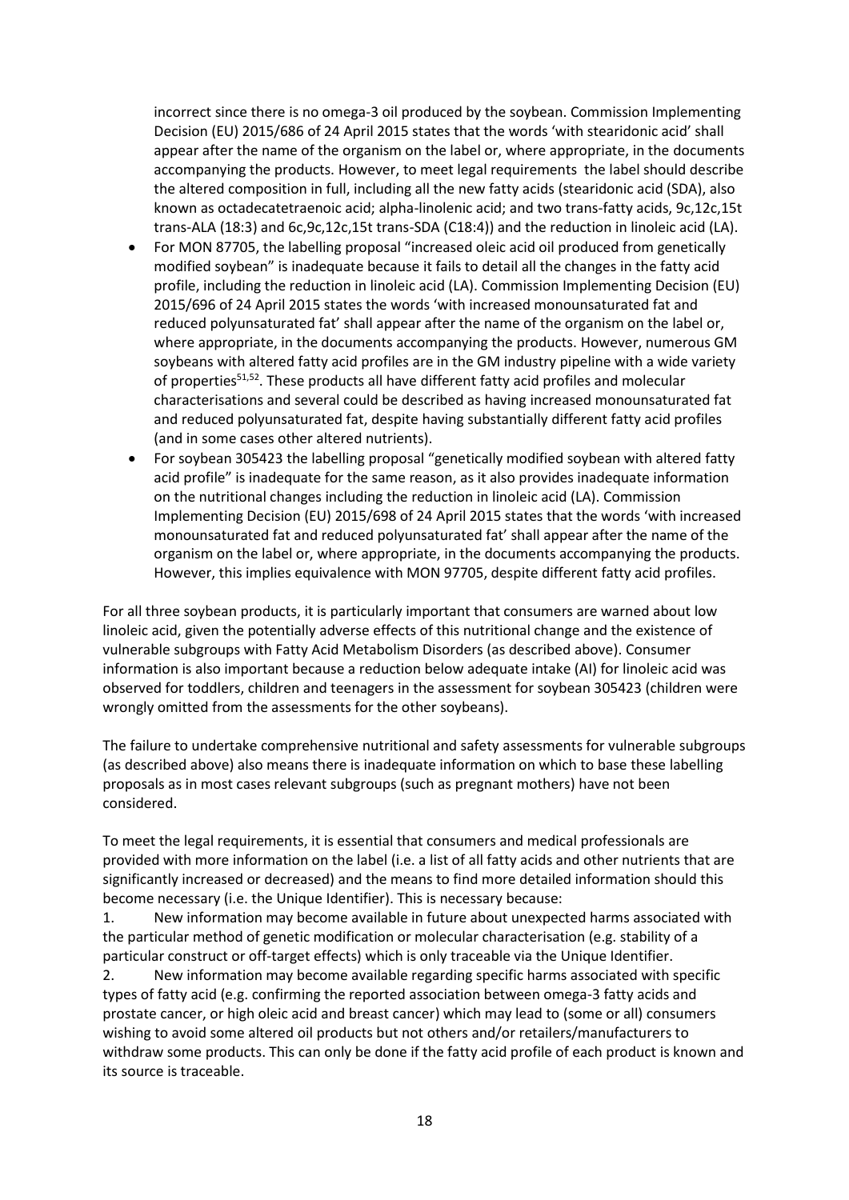incorrect since there is no omega-3 oil produced by the soybean. Commission Implementing Decision (EU) 2015/686 of 24 April 2015 states that the words 'with stearidonic acid' shall appear after the name of the organism on the label or, where appropriate, in the documents accompanying the products. However, to meet legal requirements the label should describe the altered composition in full, including all the new fatty acids (stearidonic acid (SDA), also known as octadecatetraenoic acid; alpha-linolenic acid; and two trans-fatty acids, 9c,12c,15t trans-ALA (18:3) and 6c,9c,12c,15t trans-SDA (C18:4)) and the reduction in linoleic acid (LA).

- For MON 87705, the labelling proposal "increased oleic acid oil produced from genetically modified soybean" is inadequate because it fails to detail all the changes in the fatty acid profile, including the reduction in linoleic acid (LA). Commission Implementing Decision (EU) 2015/696 of 24 April 2015 states the words 'with increased monounsaturated fat and reduced polyunsaturated fat' shall appear after the name of the organism on the label or, where appropriate, in the documents accompanying the products. However, numerous GM soybeans with altered fatty acid profiles are in the GM industry pipeline with a wide variety of properties[51,52]. These products all have different fatty acid profiles and molecular characterisations and several could be described as having increased monounsaturated fat and reduced polyunsaturated fat, despite having substantially different fatty acid profiles (and in some cases other altered nutrients).
- For soybean 305423 the labelling proposal "genetically modified soybean with altered fatty acid profile" is inadequate for the same reason, as it also provides inadequate information on the nutritional changes including the reduction in linoleic acid (LA). Commission Implementing Decision (EU) 2015/698 of 24 April 2015 states that the words 'with increased monounsaturated fat and reduced polyunsaturated fat' shall appear after the name of the organism on the label or, where appropriate, in the documents accompanying the products. However, this implies equivalence with MON 97705, despite different fatty acid profiles.

For all three soybean products, it is particularly important that consumers are warned about low linoleic acid, given the potentially adverse effects of this nutritional change and the existence of vulnerable subgroups with Fatty Acid Metabolism Disorders (as described above). Consumer information is also important because a reduction below adequate intake (AI) for linoleic acid was observed for toddlers, children and teenagers in the assessment for soybean 305423 (children were wrongly omitted from the assessments for the other soybeans).

The failure to undertake comprehensive nutritional and safety assessments for vulnerable subgroups (as described above) also means there is inadequate information on which to base these labelling proposals as in most cases relevant subgroups (such as pregnant mothers) have not been considered.

To meet the legal requirements, it is essential that consumers and medical professionals are provided with more information on the label (i.e. a list of all fatty acids and other nutrients that are significantly increased or decreased) and the means to find more detailed information should this become necessary (i.e. the Unique Identifier). This is necessary because:

1. New information may become available in future about unexpected harms associated with the particular method of genetic modification or molecular characterisation (e.g. stability of a particular construct or off-target effects) which is only traceable via the Unique Identifier.
2. New information may become available regarding specific harms associated with specific types of fatty acid (e.g. confirming the reported association between omega-3 fatty acids and prostate cancer, or high oleic acid and breast cancer) which may lead to (some or all) consumers wishing to avoid some altered oil products but not others and/or retailers/manufacturers to withdraw some products. This can only be done if the fatty acid profile of each product is known and its source is traceable.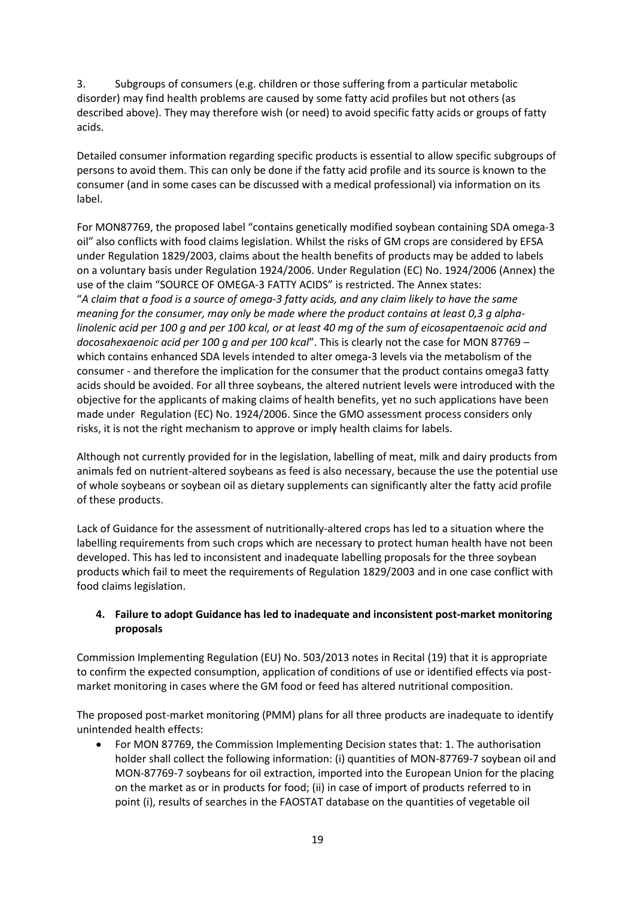3. Subgroups of consumers (e.g. children or those suffering from a particular metabolic disorder) may find health problems are caused by some fatty acid profiles but not others (as described above). They may therefore wish (or need) to avoid specific fatty acids or groups of fatty acids.

Detailed consumer information regarding specific products is essential to allow specific subgroups of persons to avoid them. This can only be done if the fatty acid profile and its source is known to the consumer (and in some cases can be discussed with a medical professional) via information on its label.

For MON87769, the proposed label "contains genetically modified soybean containing SDA omega-3 oil" also conflicts with food claims legislation. Whilst the risks of GM crops are considered by EFSA under Regulation 1829/2003, claims about the health benefits of products may be added to labels on a voluntary basis under Regulation 1924/2006. Under Regulation (EC) No. 1924/2006 (Annex) the use of the claim "SOURCE OF OMEGA-3 FATTY ACIDS" is restricted. The Annex states: "*A claim that a food is a source of omega-3 fatty acids, and any claim likely to have the same meaning for the consumer, may only be made where the product contains at least 0,3 g alpha-linolenic acid per 100 g and per 100 kcal, or at least 40 mg of the sum of eicosapentaenoic acid and docosahexaenoic acid per 100 g and per 100 kcal*". This is clearly not the case for MON 87769 – which contains enhanced SDA levels intended to alter omega-3 levels via the metabolism of the consumer - and therefore the implication for the consumer that the product contains omega3 fatty acids should be avoided. For all three soybeans, the altered nutrient levels were introduced with the objective for the applicants of making claims of health benefits, yet no such applications have been made under Regulation (EC) No. 1924/2006. Since the GMO assessment process considers only risks, it is not the right mechanism to approve or imply health claims for labels.

Although not currently provided for in the legislation, labelling of meat, milk and dairy products from animals fed on nutrient-altered soybeans as feed is also necessary, because the use the potential use of whole soybeans or soybean oil as dietary supplements can significantly alter the fatty acid profile of these products.

Lack of Guidance for the assessment of nutritionally-altered crops has led to a situation where the labelling requirements from such crops which are necessary to protect human health have not been developed. This has led to inconsistent and inadequate labelling proposals for the three soybean products which fail to meet the requirements of Regulation 1829/2003 and in one case conflict with food claims legislation.

#### 4. Failure to adopt Guidance has led to inadequate and inconsistent post-market monitoring proposals

Commission Implementing Regulation (EU) No. 503/2013 notes in Recital (19) that it is appropriate to confirm the expected consumption, application of conditions of use or identified effects via post-market monitoring in cases where the GM food or feed has altered nutritional composition.

The proposed post-market monitoring (PMM) plans for all three products are inadequate to identify unintended health effects:

- For MON 87769, the Commission Implementing Decision states that: 1. The authorisation holder shall collect the following information: (i) quantities of MON-87769-7 soybean oil and MON-87769-7 soybeans for oil extraction, imported into the European Union for the placing on the market as or in products for food; (ii) in case of import of products referred to in point (i), results of searches in the FAOSTAT database on the quantities of vegetable oil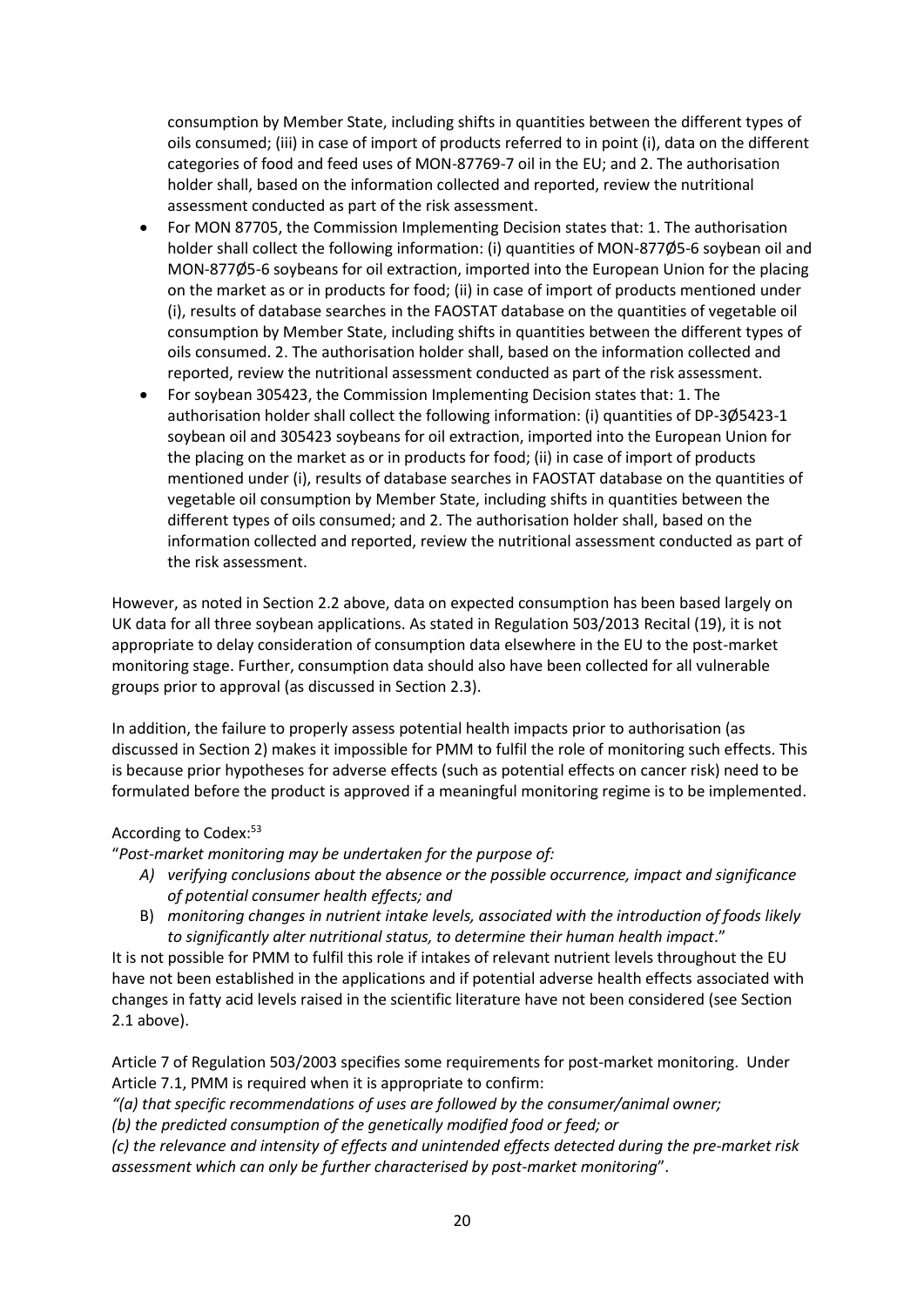consumption by Member State, including shifts in quantities between the different types of oils consumed; (iii) in case of import of products referred to in point (i), data on the different categories of food and feed uses of MON-87769-7 oil in the EU; and 2. The authorisation holder shall, based on the information collected and reported, review the nutritional assessment conducted as part of the risk assessment.

- For MON 87705, the Commission Implementing Decision states that: 1. The authorisation holder shall collect the following information: (i) quantities of MON-877Ø5-6 soybean oil and MON-877Ø5-6 soybeans for oil extraction, imported into the European Union for the placing on the market as or in products for food; (ii) in case of import of products mentioned under (i), results of database searches in the FAOSTAT database on the quantities of vegetable oil consumption by Member State, including shifts in quantities between the different types of oils consumed. 2. The authorisation holder shall, based on the information collected and reported, review the nutritional assessment conducted as part of the risk assessment.
- For soybean 305423, the Commission Implementing Decision states that: 1. The authorisation holder shall collect the following information: (i) quantities of DP-3Ø5423-1 soybean oil and 305423 soybeans for oil extraction, imported into the European Union for the placing on the market as or in products for food; (ii) in case of import of products mentioned under (i), results of database searches in FAOSTAT database on the quantities of vegetable oil consumption by Member State, including shifts in quantities between the different types of oils consumed; and 2. The authorisation holder shall, based on the information collected and reported, review the nutritional assessment conducted as part of the risk assessment.

However, as noted in Section 2.2 above, data on expected consumption has been based largely on UK data for all three soybean applications. As stated in Regulation 503/2013 Recital (19), it is not appropriate to delay consideration of consumption data elsewhere in the EU to the post-market monitoring stage. Further, consumption data should also have been collected for all vulnerable groups prior to approval (as discussed in Section 2.3).

In addition, the failure to properly assess potential health impacts prior to authorisation (as discussed in Section 2) makes it impossible for PMM to fulfil the role of monitoring such effects. This is because prior hypotheses for adverse effects (such as potential effects on cancer risk) need to be formulated before the product is approved if a meaningful monitoring regime is to be implemented.

According to Codex:[53]

"*Post-market monitoring may be undertaken for the purpose of:*

A) *verifying conclusions about the absence or the possible occurrence, impact and significance of potential consumer health effects; and*
B) *monitoring changes in nutrient intake levels, associated with the introduction of foods likely to significantly alter nutritional status, to determine their human health impact*."

It is not possible for PMM to fulfil this role if intakes of relevant nutrient levels throughout the EU have not been established in the applications and if potential adverse health effects associated with changes in fatty acid levels raised in the scientific literature have not been considered (see Section 2.1 above).

Article 7 of Regulation 503/2003 specifies some requirements for post-market monitoring. Under Article 7.1, PMM is required when it is appropriate to confirm:

*"(a) that specific recommendations of uses are followed by the consumer/animal owner;*
*(b) the predicted consumption of the genetically modified food or feed; or*
*(c) the relevance and intensity of effects and unintended effects detected during the pre-market risk assessment which can only be further characterised by post-market monitoring*".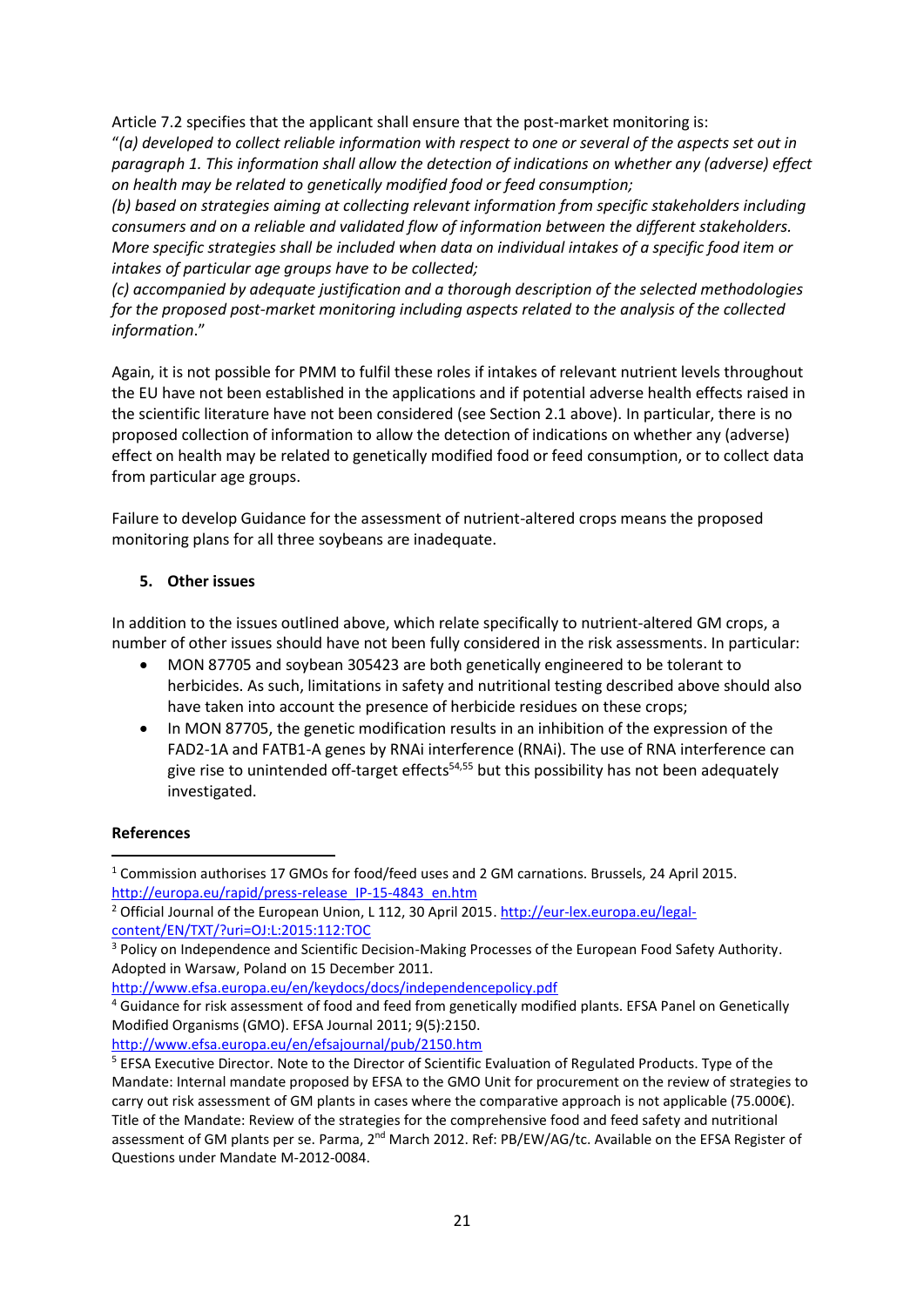Article 7.2 specifies that the applicant shall ensure that the post-market monitoring is:
"*(a) developed to collect reliable information with respect to one or several of the aspects set out in paragraph 1. This information shall allow the detection of indications on whether any (adverse) effect on health may be related to genetically modified food or feed consumption;*
*(b) based on strategies aiming at collecting relevant information from specific stakeholders including consumers and on a reliable and validated flow of information between the different stakeholders. More specific strategies shall be included when data on individual intakes of a specific food item or intakes of particular age groups have to be collected;*
*(c) accompanied by adequate justification and a thorough description of the selected methodologies for the proposed post-market monitoring including aspects related to the analysis of the collected information*."

Again, it is not possible for PMM to fulfil these roles if intakes of relevant nutrient levels throughout the EU have not been established in the applications and if potential adverse health effects raised in the scientific literature have not been considered (see Section 2.1 above). In particular, there is no proposed collection of information to allow the detection of indications on whether any (adverse) effect on health may be related to genetically modified food or feed consumption, or to collect data from particular age groups.

Failure to develop Guidance for the assessment of nutrient-altered crops means the proposed monitoring plans for all three soybeans are inadequate.

## 5. Other issues

In addition to the issues outlined above, which relate specifically to nutrient-altered GM crops, a number of other issues should have not been fully considered in the risk assessments. In particular:

- MON 87705 and soybean 305423 are both genetically engineered to be tolerant to herbicides. As such, limitations in safety and nutritional testing described above should also have taken into account the presence of herbicide residues on these crops;
- In MON 87705, the genetic modification results in an inhibition of the expression of the FAD2-1A and FATB1-A genes by RNAi interference (RNAi). The use of RNA interference can give rise to unintended off-target effects[54,55] but this possibility has not been adequately investigated.

**References**

[1] Commission authorises 17 GMOs for food/feed uses and 2 GM carnations. Brussels, 24 April 2015. http://europa.eu/rapid/press-release_IP-15-4843_en.htm

[2] Official Journal of the European Union, L 112, 30 April 2015. http://eur-lex.europa.eu/legal-content/EN/TXT/?uri=OJ:L:2015:112:TOC

[3] Policy on Independence and Scientific Decision-Making Processes of the European Food Safety Authority. Adopted in Warsaw, Poland on 15 December 2011. http://www.efsa.europa.eu/en/keydocs/docs/independencepolicy.pdf

[4] Guidance for risk assessment of food and feed from genetically modified plants. EFSA Panel on Genetically Modified Organisms (GMO). EFSA Journal 2011; 9(5):2150. http://www.efsa.europa.eu/en/efsajournal/pub/2150.htm

[5] EFSA Executive Director. Note to the Director of Scientific Evaluation of Regulated Products. Type of the Mandate: Internal mandate proposed by EFSA to the GMO Unit for procurement on the review of strategies to carry out risk assessment of GM plants in cases where the comparative approach is not applicable (75.000€). Title of the Mandate: Review of the strategies for the comprehensive food and feed safety and nutritional assessment of GM plants per se. Parma, 2nd March 2012. Ref: PB/EW/AG/tc. Available on the EFSA Register of Questions under Mandate M-2012-0084.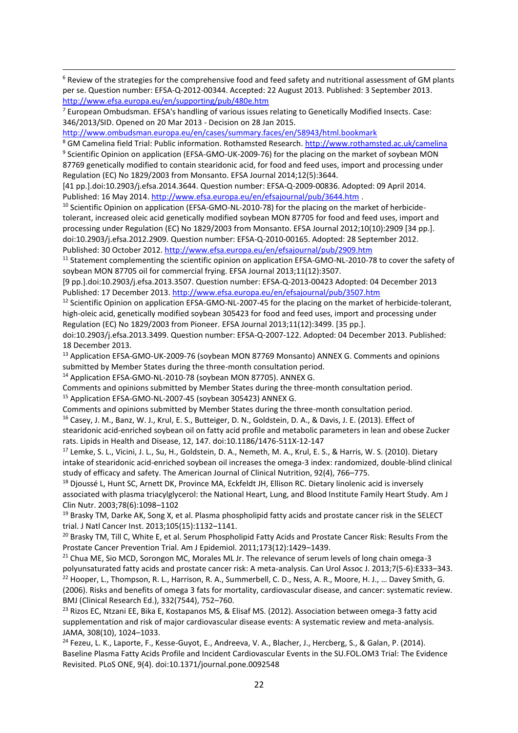[6] Review of the strategies for the comprehensive food and feed safety and nutritional assessment of GM plants per se. Question number: EFSA-Q-2012-00344. Accepted: 22 August 2013. Published: 3 September 2013. http://www.efsa.europa.eu/en/supporting/pub/480e.htm

[7] European Ombudsman. EFSA's handling of various issues relating to Genetically Modified Insects. Case: 346/2013/SID. Opened on 20 Mar 2013 - Decision on 28 Jan 2015. http://www.ombudsman.europa.eu/en/cases/summary.faces/en/58943/html.bookmark

[8] GM Camelina field Trial: Public information. Rothamsted Research. http://www.rothamsted.ac.uk/camelina

[9] Scientific Opinion on application (EFSA-GMO-UK-2009-76) for the placing on the market of soybean MON 87769 genetically modified to contain stearidonic acid, for food and feed uses, import and processing under Regulation (EC) No 1829/2003 from Monsanto. EFSA Journal 2014;12(5):3644. [41 pp.].doi:10.2903/j.efsa.2014.3644. Question number: EFSA-Q-2009-00836. Adopted: 09 April 2014. Published: 16 May 2014. http://www.efsa.europa.eu/en/efsajournal/pub/3644.htm .

[10] Scientific Opinion on application (EFSA-GMO-NL-2010-78) for the placing on the market of herbicide-tolerant, increased oleic acid genetically modified soybean MON 87705 for food and feed uses, import and processing under Regulation (EC) No 1829/2003 from Monsanto. EFSA Journal 2012;10(10):2909 [34 pp.]. doi:10.2903/j.efsa.2012.2909. Question number: EFSA-Q-2010-00165. Adopted: 28 September 2012. Published: 30 October 2012. http://www.efsa.europa.eu/en/efsajournal/pub/2909.htm

[11] Statement complementing the scientific opinion on application EFSA-GMO-NL-2010-78 to cover the safety of soybean MON 87705 oil for commercial frying. EFSA Journal 2013;11(12):3507. [9 pp.].doi:10.2903/j.efsa.2013.3507. Question number: EFSA-Q-2013-00423 Adopted: 04 December 2013 Published: 17 December 2013. http://www.efsa.europa.eu/en/efsajournal/pub/3507.htm

[12] Scientific Opinion on application EFSA-GMO-NL-2007-45 for the placing on the market of herbicide-tolerant, high-oleic acid, genetically modified soybean 305423 for food and feed uses, import and processing under Regulation (EC) No 1829/2003 from Pioneer. EFSA Journal 2013;11(12):3499. [35 pp.]. doi:10.2903/j.efsa.2013.3499. Question number: EFSA-Q-2007-122. Adopted: 04 December 2013. Published: 18 December 2013.

[13] Application EFSA-GMO-UK-2009-76 (soybean MON 87769 Monsanto) ANNEX G. Comments and opinions submitted by Member States during the three-month consultation period.

[14] Application EFSA-GMO-NL-2010-78 (soybean MON 87705). ANNEX G. Comments and opinions submitted by Member States during the three-month consultation period.

[15] Application EFSA-GMO-NL-2007-45 (soybean 305423) ANNEX G. Comments and opinions submitted by Member States during the three-month consultation period.

[16] Casey, J. M., Banz, W. J., Krul, E. S., Butteiger, D. N., Goldstein, D. A., & Davis, J. E. (2013). Effect of stearidonic acid-enriched soybean oil on fatty acid profile and metabolic parameters in lean and obese Zucker rats. Lipids in Health and Disease, 12, 147. doi:10.1186/1476-511X-12-147

[17] Lemke, S. L., Vicini, J. L., Su, H., Goldstein, D. A., Nemeth, M. A., Krul, E. S., & Harris, W. S. (2010). Dietary intake of stearidonic acid-enriched soybean oil increases the omega-3 index: randomized, double-blind clinical study of efficacy and safety. The American Journal of Clinical Nutrition, 92(4), 766–775.

[18] Djoussé L, Hunt SC, Arnett DK, Province MA, Eckfeldt JH, Ellison RC. Dietary linolenic acid is inversely associated with plasma triacylglycerol: the National Heart, Lung, and Blood Institute Family Heart Study. Am J Clin Nutr. 2003;78(6):1098–1102

[19] Brasky TM, Darke AK, Song X, et al. Plasma phospholipid fatty acids and prostate cancer risk in the SELECT trial. J Natl Cancer Inst. 2013;105(15):1132–1141.

[20] Brasky TM, Till C, White E, et al. Serum Phospholipid Fatty Acids and Prostate Cancer Risk: Results From the Prostate Cancer Prevention Trial. Am J Epidemiol. 2011;173(12):1429–1439.

[21] Chua ME, Sio MCD, Sorongon MC, Morales ML Jr. The relevance of serum levels of long chain omega-3 polyunsaturated fatty acids and prostate cancer risk: A meta-analysis. Can Urol Assoc J. 2013;7(5-6):E333–343.

[22] Hooper, L., Thompson, R. L., Harrison, R. A., Summerbell, C. D., Ness, A. R., Moore, H. J., … Davey Smith, G. (2006). Risks and benefits of omega 3 fats for mortality, cardiovascular disease, and cancer: systematic review. BMJ (Clinical Research Ed.), 332(7544), 752–760.

[23] Rizos EC, Ntzani EE, Bika E, Kostapanos MS, & Elisaf MS. (2012). Association between omega-3 fatty acid supplementation and risk of major cardiovascular disease events: A systematic review and meta-analysis. JAMA, 308(10), 1024–1033.

[24] Fezeu, L. K., Laporte, F., Kesse-Guyot, E., Andreeva, V. A., Blacher, J., Hercberg, S., & Galan, P. (2014). Baseline Plasma Fatty Acids Profile and Incident Cardiovascular Events in the SU.FOL.OM3 Trial: The Evidence Revisited. PLoS ONE, 9(4). doi:10.1371/journal.pone.0092548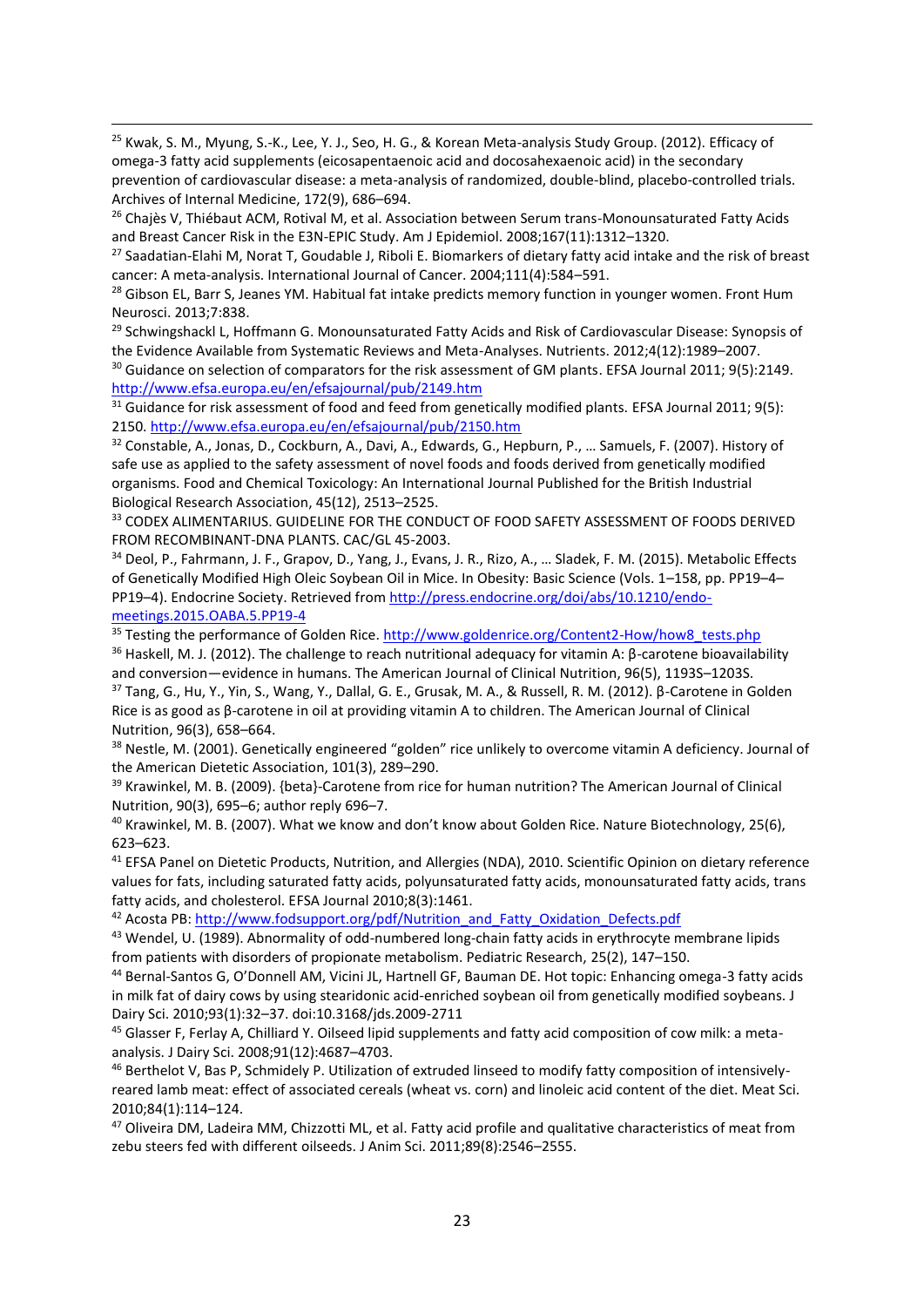[25] Kwak, S. M., Myung, S.-K., Lee, Y. J., Seo, H. G., & Korean Meta-analysis Study Group. (2012). Efficacy of omega-3 fatty acid supplements (eicosapentaenoic acid and docosahexaenoic acid) in the secondary prevention of cardiovascular disease: a meta-analysis of randomized, double-blind, placebo-controlled trials. Archives of Internal Medicine, 172(9), 686–694.

[26] Chajès V, Thiébaut ACM, Rotival M, et al. Association between Serum trans-Monounsaturated Fatty Acids and Breast Cancer Risk in the E3N-EPIC Study. Am J Epidemiol. 2008;167(11):1312–1320.

[27] Saadatian-Elahi M, Norat T, Goudable J, Riboli E. Biomarkers of dietary fatty acid intake and the risk of breast cancer: A meta-analysis. International Journal of Cancer. 2004;111(4):584–591.

[28] Gibson EL, Barr S, Jeanes YM. Habitual fat intake predicts memory function in younger women. Front Hum Neurosci. 2013;7:838.

[29] Schwingshackl L, Hoffmann G. Monounsaturated Fatty Acids and Risk of Cardiovascular Disease: Synopsis of the Evidence Available from Systematic Reviews and Meta-Analyses. Nutrients. 2012;4(12):1989–2007.

[30] Guidance on selection of comparators for the risk assessment of GM plants. EFSA Journal 2011; 9(5):2149. http://www.efsa.europa.eu/en/efsajournal/pub/2149.htm

[31] Guidance for risk assessment of food and feed from genetically modified plants. EFSA Journal 2011; 9(5): 2150. http://www.efsa.europa.eu/en/efsajournal/pub/2150.htm

[32] Constable, A., Jonas, D., Cockburn, A., Davi, A., Edwards, G., Hepburn, P., … Samuels, F. (2007). History of safe use as applied to the safety assessment of novel foods and foods derived from genetically modified organisms. Food and Chemical Toxicology: An International Journal Published for the British Industrial Biological Research Association, 45(12), 2513–2525.

[33] CODEX ALIMENTARIUS. GUIDELINE FOR THE CONDUCT OF FOOD SAFETY ASSESSMENT OF FOODS DERIVED FROM RECOMBINANT-DNA PLANTS. CAC/GL 45-2003.

[34] Deol, P., Fahrmann, J. F., Grapov, D., Yang, J., Evans, J. R., Rizo, A., … Sladek, F. M. (2015). Metabolic Effects of Genetically Modified High Oleic Soybean Oil in Mice. In Obesity: Basic Science (Vols. 1–158, pp. PP19–4–PP19–4). Endocrine Society. Retrieved from http://press.endocrine.org/doi/abs/10.1210/endo-meetings.2015.OABA.5.PP19-4

[35] Testing the performance of Golden Rice. http://www.goldenrice.org/Content2-How/how8_tests.php

[36] Haskell, M. J. (2012). The challenge to reach nutritional adequacy for vitamin A: β-carotene bioavailability and conversion—evidence in humans. The American Journal of Clinical Nutrition, 96(5), 1193S–1203S.

[37] Tang, G., Hu, Y., Yin, S., Wang, Y., Dallal, G. E., Grusak, M. A., & Russell, R. M. (2012). β-Carotene in Golden Rice is as good as β-carotene in oil at providing vitamin A to children. The American Journal of Clinical Nutrition, 96(3), 658–664.

[38] Nestle, M. (2001). Genetically engineered "golden" rice unlikely to overcome vitamin A deficiency. Journal of the American Dietetic Association, 101(3), 289–290.

[39] Krawinkel, M. B. (2009). {beta}-Carotene from rice for human nutrition? The American Journal of Clinical Nutrition, 90(3), 695–6; author reply 696–7.

[40] Krawinkel, M. B. (2007). What we know and don't know about Golden Rice. Nature Biotechnology, 25(6), 623–623.

[41] EFSA Panel on Dietetic Products, Nutrition, and Allergies (NDA), 2010. Scientific Opinion on dietary reference values for fats, including saturated fatty acids, polyunsaturated fatty acids, monounsaturated fatty acids, trans fatty acids, and cholesterol. EFSA Journal 2010;8(3):1461.

[42] Acosta PB: http://www.fodsupport.org/pdf/Nutrition_and_Fatty_Oxidation_Defects.pdf

[43] Wendel, U. (1989). Abnormality of odd-numbered long-chain fatty acids in erythrocyte membrane lipids from patients with disorders of propionate metabolism. Pediatric Research, 25(2), 147–150.

[44] Bernal-Santos G, O'Donnell AM, Vicini JL, Hartnell GF, Bauman DE. Hot topic: Enhancing omega-3 fatty acids in milk fat of dairy cows by using stearidonic acid-enriched soybean oil from genetically modified soybeans. J Dairy Sci. 2010;93(1):32–37. doi:10.3168/jds.2009-2711

[45] Glasser F, Ferlay A, Chilliard Y. Oilseed lipid supplements and fatty acid composition of cow milk: a meta-analysis. J Dairy Sci. 2008;91(12):4687–4703.

[46] Berthelot V, Bas P, Schmidely P. Utilization of extruded linseed to modify fatty composition of intensively-reared lamb meat: effect of associated cereals (wheat vs. corn) and linoleic acid content of the diet. Meat Sci. 2010;84(1):114–124.

[47] Oliveira DM, Ladeira MM, Chizzotti ML, et al. Fatty acid profile and qualitative characteristics of meat from zebu steers fed with different oilseeds. J Anim Sci. 2011;89(8):2546–2555.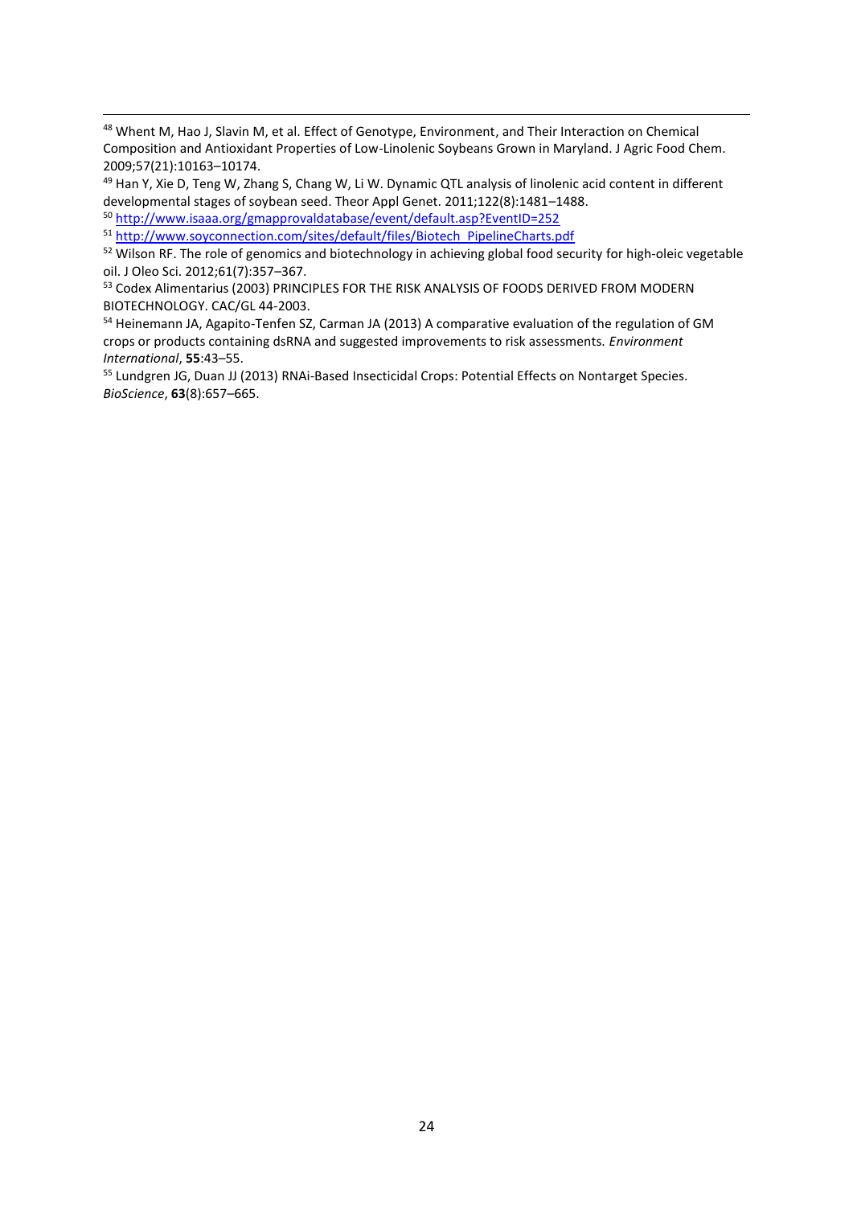[48] Whent M, Hao J, Slavin M, et al. Effect of Genotype, Environment, and Their Interaction on Chemical Composition and Antioxidant Properties of Low-Linolenic Soybeans Grown in Maryland. J Agric Food Chem. 2009;57(21):10163–10174.

[49] Han Y, Xie D, Teng W, Zhang S, Chang W, Li W. Dynamic QTL analysis of linolenic acid content in different developmental stages of soybean seed. Theor Appl Genet. 2011;122(8):1481–1488.

[50] http://www.isaaa.org/gmapprovaldatabase/event/default.asp?EventID=252

[51] http://www.soyconnection.com/sites/default/files/Biotech_PipelineCharts.pdf

[52] Wilson RF. The role of genomics and biotechnology in achieving global food security for high-oleic vegetable oil. J Oleo Sci. 2012;61(7):357–367.

[53] Codex Alimentarius (2003) PRINCIPLES FOR THE RISK ANALYSIS OF FOODS DERIVED FROM MODERN BIOTECHNOLOGY. CAC/GL 44-2003.

[54] Heinemann JA, Agapito-Tenfen SZ, Carman JA (2013) A comparative evaluation of the regulation of GM crops or products containing dsRNA and suggested improvements to risk assessments. *Environment International*, **55**:43–55.

[55] Lundgren JG, Duan JJ (2013) RNAi-Based Insecticidal Crops: Potential Effects on Nontarget Species. *BioScience*, **63**(8):657–665.